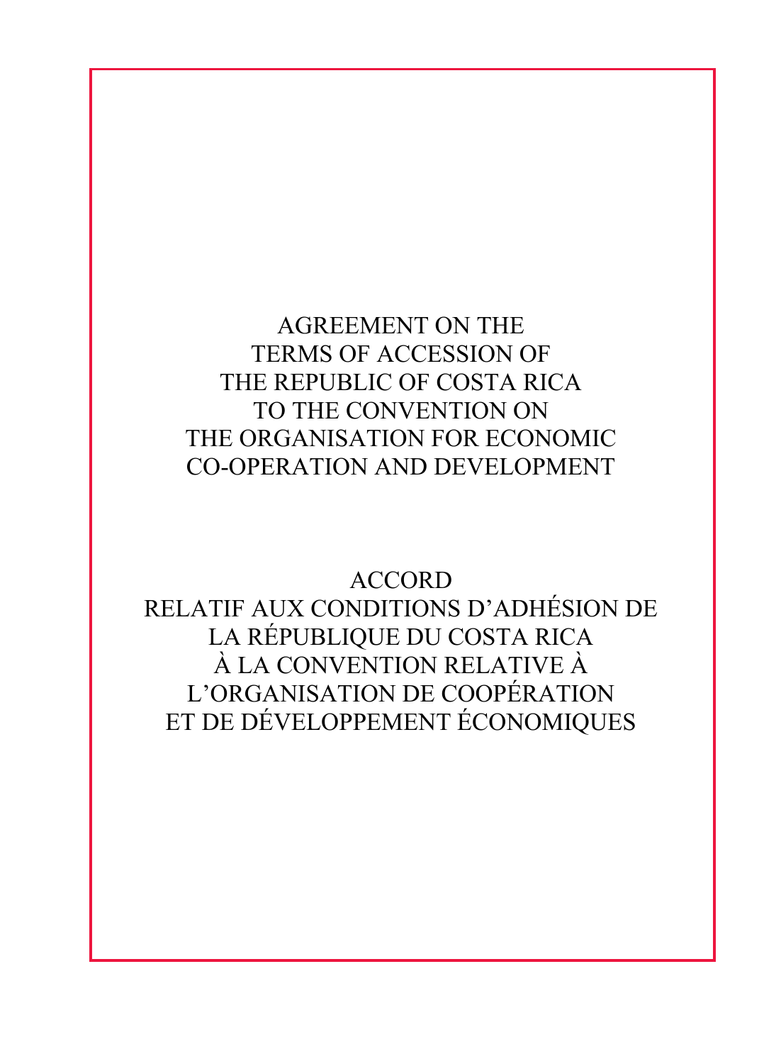# AGREEMENT ON THE TERMS OF ACCESSION OF THE REPUBLIC OF COSTA RICA TO THE CONVENTION ON THE ORGANISATION FOR ECONOMIC CO-OPERATION AND DEVELOPMENT

# ACCORD RELATIF AUX CONDITIONS D'ADHÉSION DE LA RÉPUBLIQUE DU COSTA RICA À LA CONVENTION RELATIVE À L'ORGANISATION DE COOPÉRATION ET DE DÉVELOPPEMENT ÉCONOMIQUES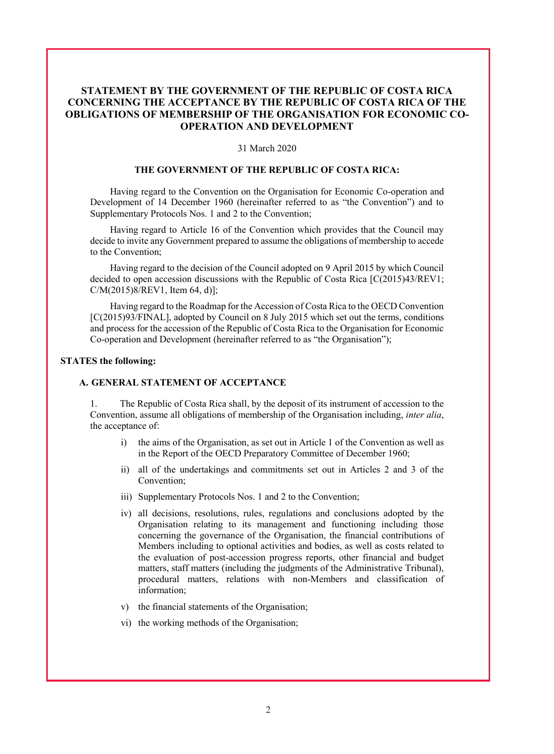# STATEMENT BY THE GOVERNMENT OF THE REPUBLIC OF COSTA RICA CONCERNING THE ACCEPTANCE BY THE REPUBLIC OF COSTA RICA OF THE OBLIGATIONS OF MEMBERSHIP OF THE ORGANISATION FOR ECONOMIC CO-OPERATION AND DEVELOPMENT

31 March 2020

**THE GOVERNMENT OF THE REPUBLIC OF COSTA RICA:**

Having regard to the Convention on the Organisation for Economic Co-operation and Development of 14 December 1960 (hereinafter referred to as "the Convention") and to Supplementary Protocols Nos. 1 and 2 to the Convention;

Having regard to Article 16 of the Convention which provides that the Council may decide to invite any Government prepared to assume the obligations of membership to accede to the Convention;

Having regard to the decision of the Council adopted on 9 April 2015 by which Council decided to open accession discussions with the Republic of Costa Rica [C(2015)43/REV1; C/M(2015)8/REV1, Item 64, d)];

Having regard to the Roadmap for the Accession of Costa Rica to the OECD Convention [C(2015)93/FINAL], adopted by Council on 8 July 2015 which set out the terms, conditions and process for the accession of the Republic of Costa Rica to the Organisation for Economic Co-operation and Development (hereinafter referred to as "the Organisation");

**STATES the following:**

## A. GENERAL STATEMENT OF ACCEPTANCE

1. The Republic of Costa Rica shall, by the deposit of its instrument of accession to the Convention, assume all obligations of membership of the Organisation including, *inter alia*, the acceptance of:

   i) the aims of the Organisation, as set out in Article 1 of the Convention as well as in the Report of the OECD Preparatory Committee of December 1960;

   ii) all of the undertakings and commitments set out in Articles 2 and 3 of the Convention;

   iii) Supplementary Protocols Nos. 1 and 2 to the Convention;

   iv) all decisions, resolutions, rules, regulations and conclusions adopted by the Organisation relating to its management and functioning including those concerning the governance of the Organisation, the financial contributions of Members including to optional activities and bodies, as well as costs related to the evaluation of post-accession progress reports, other financial and budget matters, staff matters (including the judgments of the Administrative Tribunal), procedural matters, relations with non-Members and classification of information;

   v) the financial statements of the Organisation;

   vi) the working methods of the Organisation;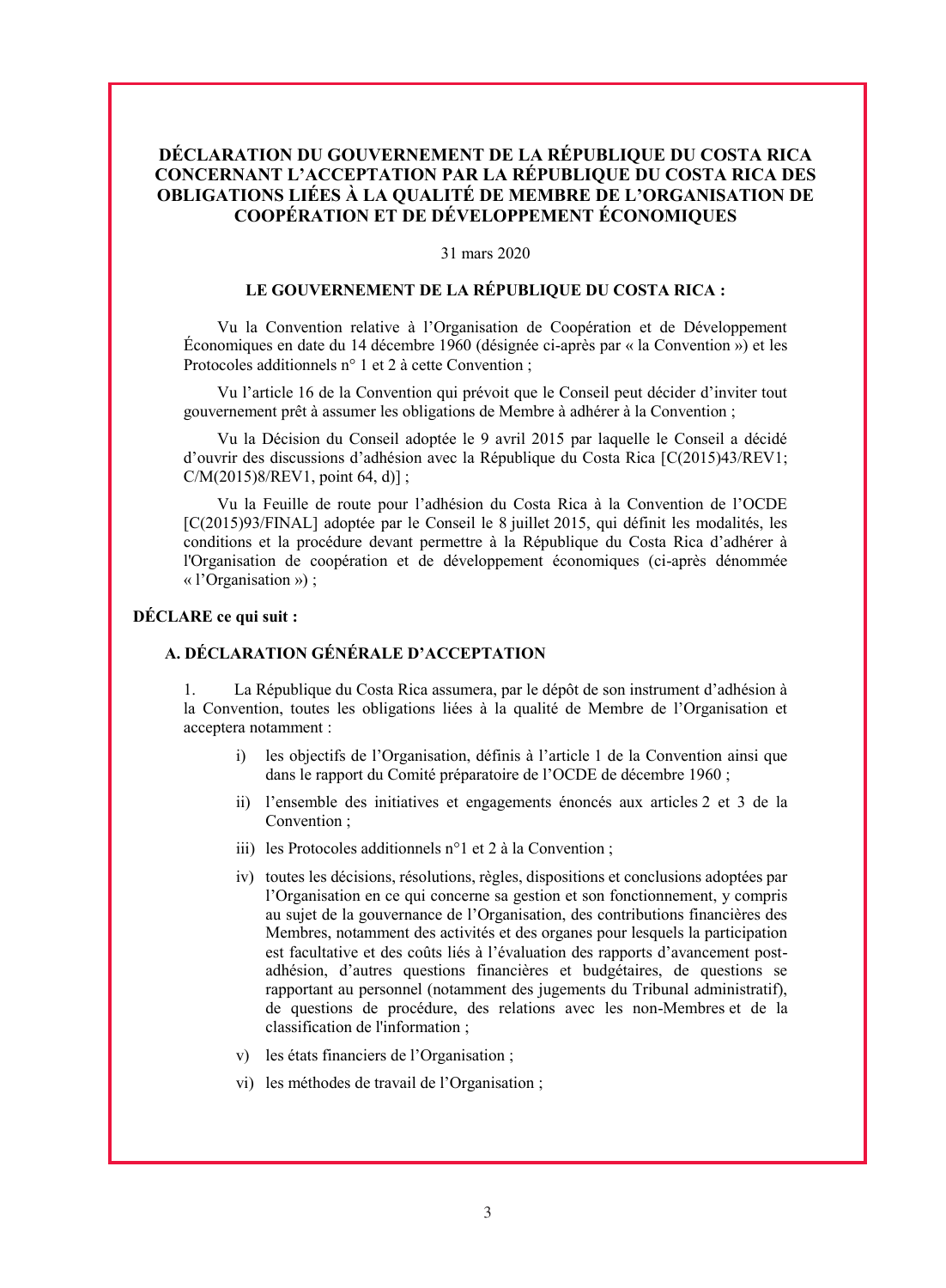# DÉCLARATION DU GOUVERNEMENT DE LA RÉPUBLIQUE DU COSTA RICA CONCERNANT L'ACCEPTATION PAR LA RÉPUBLIQUE DU COSTA RICA DES OBLIGATIONS LIÉES À LA QUALITÉ DE MEMBRE DE L'ORGANISATION DE COOPÉRATION ET DE DÉVELOPPEMENT ÉCONOMIQUES

31 mars 2020

**LE GOUVERNEMENT DE LA RÉPUBLIQUE DU COSTA RICA :**

Vu la Convention relative à l'Organisation de Coopération et de Développement Économiques en date du 14 décembre 1960 (désignée ci-après par « la Convention ») et les Protocoles additionnels n° 1 et 2 à cette Convention ;

Vu l'article 16 de la Convention qui prévoit que le Conseil peut décider d'inviter tout gouvernement prêt à assumer les obligations de Membre à adhérer à la Convention ;

Vu la Décision du Conseil adoptée le 9 avril 2015 par laquelle le Conseil a décidé d'ouvrir des discussions d'adhésion avec la République du Costa Rica [C(2015)43/REV1; C/M(2015)8/REV1, point 64, d)] ;

Vu la Feuille de route pour l'adhésion du Costa Rica à la Convention de l'OCDE [C(2015)93/FINAL] adoptée par le Conseil le 8 juillet 2015, qui définit les modalités, les conditions et la procédure devant permettre à la République du Costa Rica d'adhérer à l'Organisation de coopération et de développement économiques (ci-après dénommée « l'Organisation ») ;

**DÉCLARE ce qui suit :**

## A. DÉCLARATION GÉNÉRALE D'ACCEPTATION

1. La République du Costa Rica assumera, par le dépôt de son instrument d'adhésion à la Convention, toutes les obligations liées à la qualité de Membre de l'Organisation et acceptera notamment :

   i) les objectifs de l'Organisation, définis à l'article 1 de la Convention ainsi que dans le rapport du Comité préparatoire de l'OCDE de décembre 1960 ;

   ii) l'ensemble des initiatives et engagements énoncés aux articles 2 et 3 de la Convention ;

   iii) les Protocoles additionnels n°1 et 2 à la Convention ;

   iv) toutes les décisions, résolutions, règles, dispositions et conclusions adoptées par l'Organisation en ce qui concerne sa gestion et son fonctionnement, y compris au sujet de la gouvernance de l'Organisation, des contributions financières des Membres, notamment des activités et des organes pour lesquels la participation est facultative et des coûts liés à l'évaluation des rapports d'avancement post-adhésion, d'autres questions financières et budgétaires, de questions se rapportant au personnel (notamment des jugements du Tribunal administratif), de questions de procédure, des relations avec les non-Membres et de la classification de l'information ;

   v) les états financiers de l'Organisation ;

   vi) les méthodes de travail de l'Organisation ;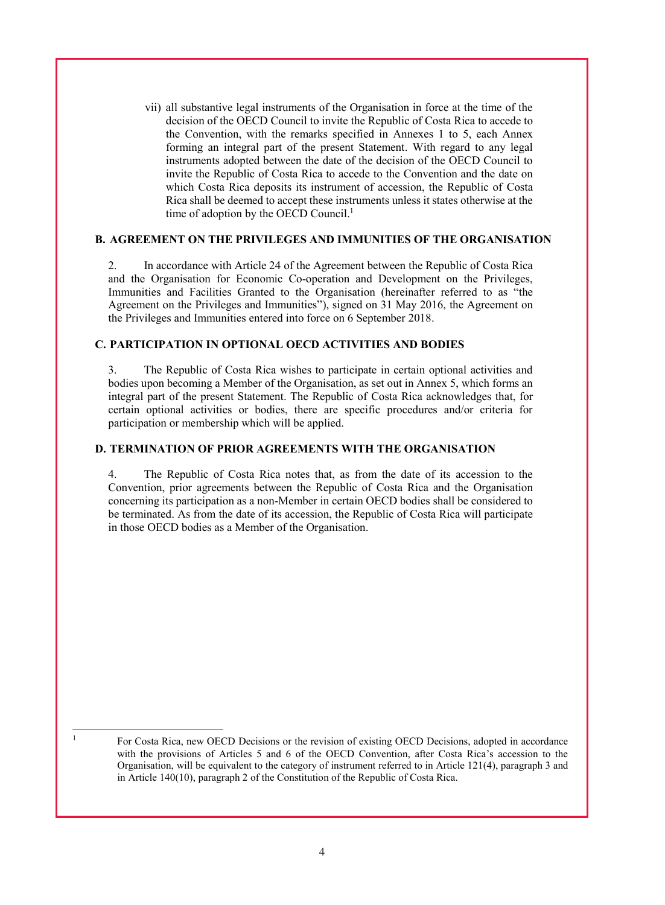vii) all substantive legal instruments of the Organisation in force at the time of the decision of the OECD Council to invite the Republic of Costa Rica to accede to the Convention, with the remarks specified in Annexes 1 to 5, each Annex forming an integral part of the present Statement. With regard to any legal instruments adopted between the date of the decision of the OECD Council to invite the Republic of Costa Rica to accede to the Convention and the date on which Costa Rica deposits its instrument of accession, the Republic of Costa Rica shall be deemed to accept these instruments unless it states otherwise at the time of adoption by the OECD Council.[1]

### B. AGREEMENT ON THE PRIVILEGES AND IMMUNITIES OF THE ORGANISATION

2. In accordance with Article 24 of the Agreement between the Republic of Costa Rica and the Organisation for Economic Co-operation and Development on the Privileges, Immunities and Facilities Granted to the Organisation (hereinafter referred to as "the Agreement on the Privileges and Immunities"), signed on 31 May 2016, the Agreement on the Privileges and Immunities entered into force on 6 September 2018.

### C. PARTICIPATION IN OPTIONAL OECD ACTIVITIES AND BODIES

3. The Republic of Costa Rica wishes to participate in certain optional activities and bodies upon becoming a Member of the Organisation, as set out in Annex 5, which forms an integral part of the present Statement. The Republic of Costa Rica acknowledges that, for certain optional activities or bodies, there are specific procedures and/or criteria for participation or membership which will be applied.

### D. TERMINATION OF PRIOR AGREEMENTS WITH THE ORGANISATION

4. The Republic of Costa Rica notes that, as from the date of its accession to the Convention, prior agreements between the Republic of Costa Rica and the Organisation concerning its participation as a non-Member in certain OECD bodies shall be considered to be terminated. As from the date of its accession, the Republic of Costa Rica will participate in those OECD bodies as a Member of the Organisation.

---

[1] For Costa Rica, new OECD Decisions or the revision of existing OECD Decisions, adopted in accordance with the provisions of Articles 5 and 6 of the OECD Convention, after Costa Rica's accession to the Organisation, will be equivalent to the category of instrument referred to in Article 121(4), paragraph 3 and in Article 140(10), paragraph 2 of the Constitution of the Republic of Costa Rica.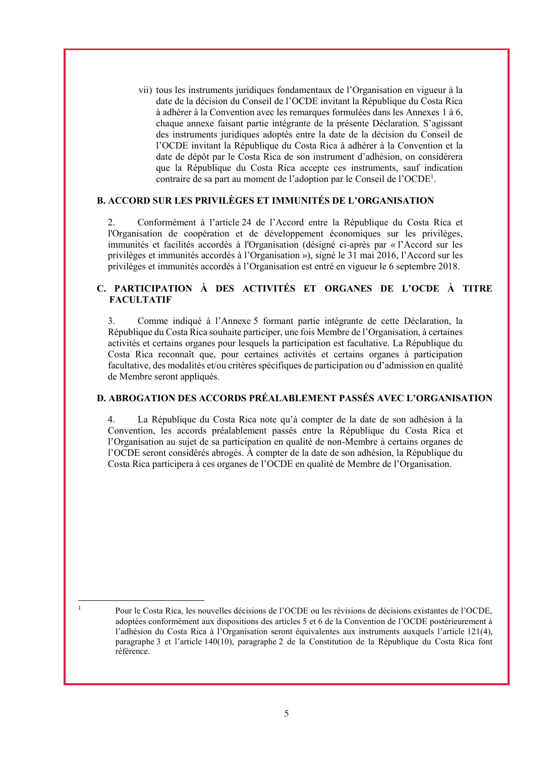vii) tous les instruments juridiques fondamentaux de l'Organisation en vigueur à la date de la décision du Conseil de l'OCDE invitant la République du Costa Rica à adhérer à la Convention avec les remarques formulées dans les Annexes 1 à 6, chaque annexe faisant partie intégrante de la présente Déclaration. S'agissant des instruments juridiques adoptés entre la date de la décision du Conseil de l'OCDE invitant la République du Costa Rica à adhérer à la Convention et la date de dépôt par le Costa Rica de son instrument d'adhésion, on considérera que la République du Costa Rica accepte ces instruments, sauf indication contraire de sa part au moment de l'adoption par le Conseil de l'OCDE[1].

**B. ACCORD SUR LES PRIVILÈGES ET IMMUNITÉS DE L'ORGANISATION**

2. Conformément à l'article 24 de l'Accord entre la République du Costa Rica et l'Organisation de coopération et de développement économiques sur les privilèges, immunités et facilités accordés à l'Organisation (désigné ci-après par « l'Accord sur les privilèges et immunités accordés à l'Organisation »), signé le 31 mai 2016, l'Accord sur les privilèges et immunités accordés à l'Organisation est entré en vigueur le 6 septembre 2018.

**C. PARTICIPATION À DES ACTIVITÉS ET ORGANES DE L'OCDE À TITRE FACULTATIF**

3. Comme indiqué à l'Annexe 5 formant partie intégrante de cette Déclaration, la République du Costa Rica souhaite participer, une fois Membre de l'Organisation, à certaines activités et certains organes pour lesquels la participation est facultative. La République du Costa Rica reconnaît que, pour certaines activités et certains organes à participation facultative, des modalités et/ou critères spécifiques de participation ou d'admission en qualité de Membre seront appliqués.

**D. ABROGATION DES ACCORDS PRÉALABLEMENT PASSÉS AVEC L'ORGANISATION**

4. La République du Costa Rica note qu'à compter de la date de son adhésion à la Convention, les accords préalablement passés entre la République du Costa Rica et l'Organisation au sujet de sa participation en qualité de non-Membre à certains organes de l'OCDE seront considérés abrogés. À compter de la date de son adhésion, la République du Costa Rica participera à ces organes de l'OCDE en qualité de Membre de l'Organisation.

---

[1] Pour le Costa Rica, les nouvelles décisions de l'OCDE ou les révisions de décisions existantes de l'OCDE, adoptées conformément aux dispositions des articles 5 et 6 de la Convention de l'OCDE postérieurement à l'adhésion du Costa Rica à l'Organisation seront équivalentes aux instruments auxquels l'article 121(4), paragraphe 3 et l'article 140(10), paragraphe 2 de la Constitution de la République du Costa Rica font référence.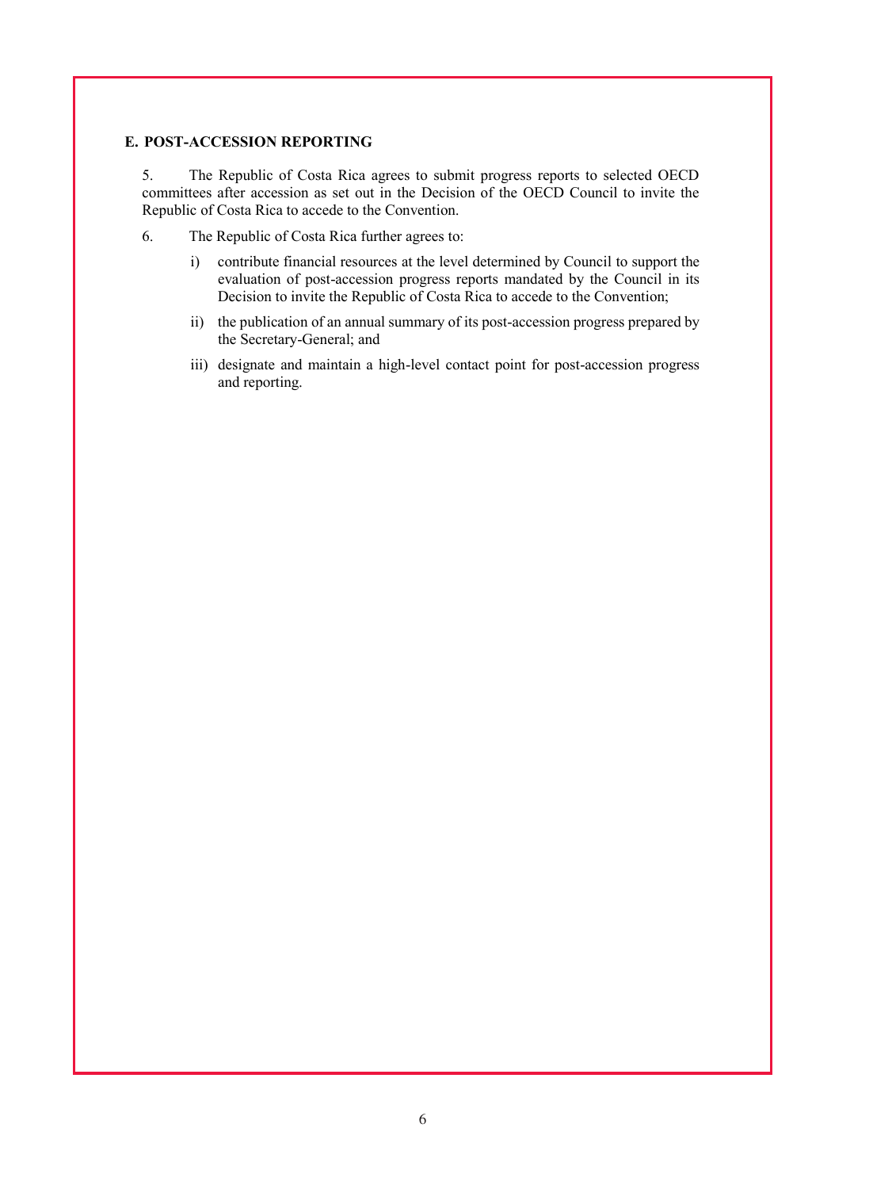## E. POST-ACCESSION REPORTING

5. The Republic of Costa Rica agrees to submit progress reports to selected OECD committees after accession as set out in the Decision of the OECD Council to invite the Republic of Costa Rica to accede to the Convention.

6. The Republic of Costa Rica further agrees to:

i) contribute financial resources at the level determined by Council to support the evaluation of post-accession progress reports mandated by the Council in its Decision to invite the Republic of Costa Rica to accede to the Convention;

ii) the publication of an annual summary of its post-accession progress prepared by the Secretary-General; and

iii) designate and maintain a high-level contact point for post-accession progress and reporting.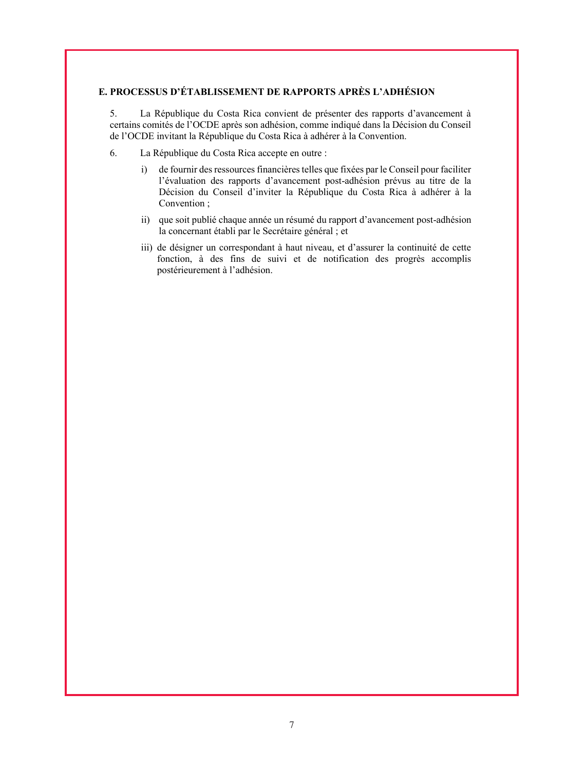## E. PROCESSUS D'ÉTABLISSEMENT DE RAPPORTS APRÈS L'ADHÉSION

5. La République du Costa Rica convient de présenter des rapports d'avancement à certains comités de l'OCDE après son adhésion, comme indiqué dans la Décision du Conseil de l'OCDE invitant la République du Costa Rica à adhérer à la Convention.

6. La République du Costa Rica accepte en outre :

i) de fournir des ressources financières telles que fixées par le Conseil pour faciliter l'évaluation des rapports d'avancement post-adhésion prévus au titre de la Décision du Conseil d'inviter la République du Costa Rica à adhérer à la Convention ;

ii) que soit publié chaque année un résumé du rapport d'avancement post-adhésion la concernant établi par le Secrétaire général ; et

iii) de désigner un correspondant à haut niveau, et d'assurer la continuité de cette fonction, à des fins de suivi et de notification des progrès accomplis postérieurement à l'adhésion.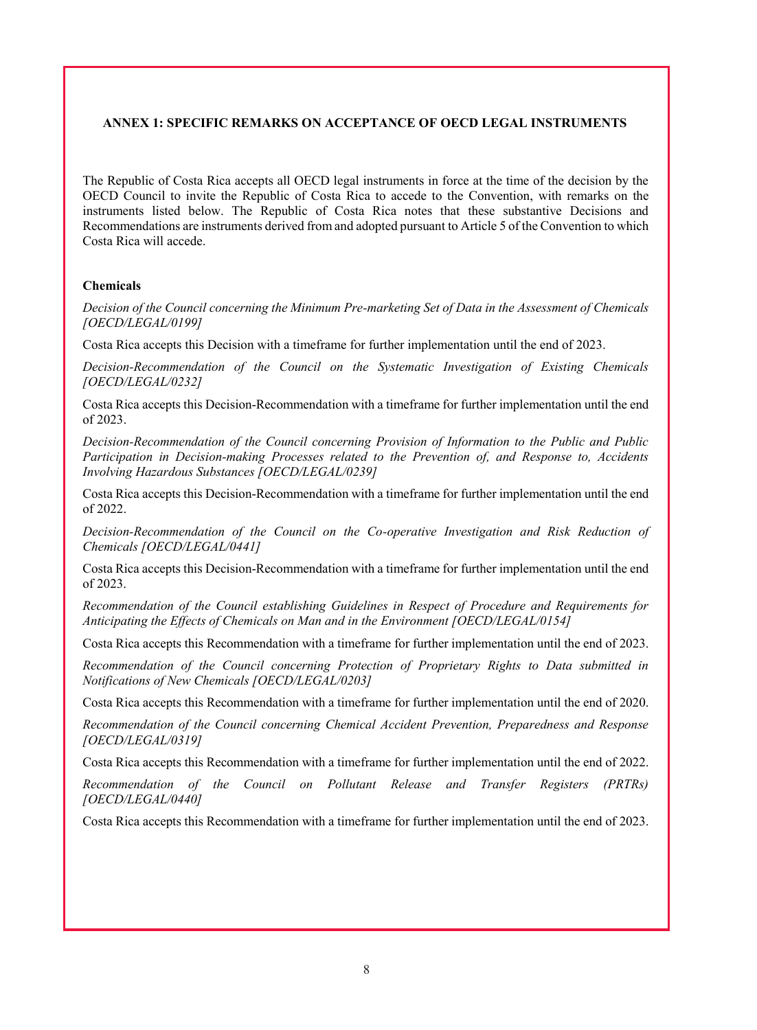## ANNEX 1: SPECIFIC REMARKS ON ACCEPTANCE OF OECD LEGAL INSTRUMENTS

The Republic of Costa Rica accepts all OECD legal instruments in force at the time of the decision by the OECD Council to invite the Republic of Costa Rica to accede to the Convention, with remarks on the instruments listed below. The Republic of Costa Rica notes that these substantive Decisions and Recommendations are instruments derived from and adopted pursuant to Article 5 of the Convention to which Costa Rica will accede.

### Chemicals

*Decision of the Council concerning the Minimum Pre-marketing Set of Data in the Assessment of Chemicals [OECD/LEGAL/0199]*

Costa Rica accepts this Decision with a timeframe for further implementation until the end of 2023.

*Decision-Recommendation of the Council on the Systematic Investigation of Existing Chemicals [OECD/LEGAL/0232]*

Costa Rica accepts this Decision-Recommendation with a timeframe for further implementation until the end of 2023.

*Decision-Recommendation of the Council concerning Provision of Information to the Public and Public Participation in Decision-making Processes related to the Prevention of, and Response to, Accidents Involving Hazardous Substances [OECD/LEGAL/0239]*

Costa Rica accepts this Decision-Recommendation with a timeframe for further implementation until the end of 2022.

*Decision-Recommendation of the Council on the Co-operative Investigation and Risk Reduction of Chemicals [OECD/LEGAL/0441]*

Costa Rica accepts this Decision-Recommendation with a timeframe for further implementation until the end of 2023.

*Recommendation of the Council establishing Guidelines in Respect of Procedure and Requirements for Anticipating the Effects of Chemicals on Man and in the Environment [OECD/LEGAL/0154]*

Costa Rica accepts this Recommendation with a timeframe for further implementation until the end of 2023.

*Recommendation of the Council concerning Protection of Proprietary Rights to Data submitted in Notifications of New Chemicals [OECD/LEGAL/0203]*

Costa Rica accepts this Recommendation with a timeframe for further implementation until the end of 2020.

*Recommendation of the Council concerning Chemical Accident Prevention, Preparedness and Response [OECD/LEGAL/0319]*

Costa Rica accepts this Recommendation with a timeframe for further implementation until the end of 2022.

*Recommendation of the Council on Pollutant Release and Transfer Registers (PRTRs) [OECD/LEGAL/0440]*

Costa Rica accepts this Recommendation with a timeframe for further implementation until the end of 2023.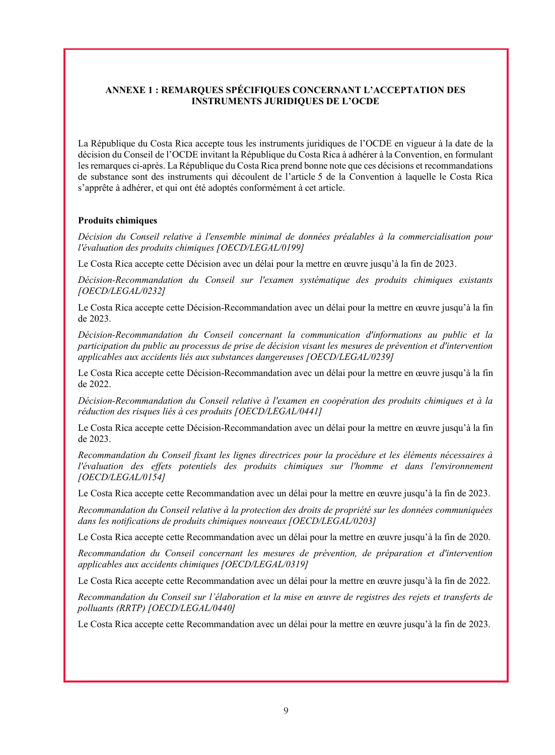**ANNEXE 1 : REMARQUES SPÉCIFIQUES CONCERNANT L'ACCEPTATION DES INSTRUMENTS JURIDIQUES DE L'OCDE**

La République du Costa Rica accepte tous les instruments juridiques de l'OCDE en vigueur à la date de la décision du Conseil de l'OCDE invitant la République du Costa Rica à adhérer à la Convention, en formulant les remarques ci-après. La République du Costa Rica prend bonne note que ces décisions et recommandations de substance sont des instruments qui découlent de l'article 5 de la Convention à laquelle le Costa Rica s'apprête à adhérer, et qui ont été adoptés conformément à cet article.

**Produits chimiques**

*Décision du Conseil relative à l'ensemble minimal de données préalables à la commercialisation pour l'évaluation des produits chimiques [OECD/LEGAL/0199]*

Le Costa Rica accepte cette Décision avec un délai pour la mettre en œuvre jusqu'à la fin de 2023.

*Décision-Recommandation du Conseil sur l'examen systématique des produits chimiques existants [OECD/LEGAL/0232]*

Le Costa Rica accepte cette Décision-Recommandation avec un délai pour la mettre en œuvre jusqu'à la fin de 2023.

*Décision-Recommandation du Conseil concernant la communication d'informations au public et la participation du public au processus de prise de décision visant les mesures de prévention et d'intervention applicables aux accidents liés aux substances dangereuses [OECD/LEGAL/0239]*

Le Costa Rica accepte cette Décision-Recommandation avec un délai pour la mettre en œuvre jusqu'à la fin de 2022.

*Décision-Recommandation du Conseil relative à l'examen en coopération des produits chimiques et à la réduction des risques liés à ces produits [OECD/LEGAL/0441]*

Le Costa Rica accepte cette Décision-Recommandation avec un délai pour la mettre en œuvre jusqu'à la fin de 2023.

*Recommandation du Conseil fixant les lignes directrices pour la procédure et les éléments nécessaires à l'évaluation des effets potentiels des produits chimiques sur l'homme et dans l'environnement [OECD/LEGAL/0154]*

Le Costa Rica accepte cette Recommandation avec un délai pour la mettre en œuvre jusqu'à la fin de 2023.

*Recommandation du Conseil relative à la protection des droits de propriété sur les données communiquées dans les notifications de produits chimiques nouveaux [OECD/LEGAL/0203]*

Le Costa Rica accepte cette Recommandation avec un délai pour la mettre en œuvre jusqu'à la fin de 2020.

*Recommandation du Conseil concernant les mesures de prévention, de préparation et d'intervention applicables aux accidents chimiques [OECD/LEGAL/0319]*

Le Costa Rica accepte cette Recommandation avec un délai pour la mettre en œuvre jusqu'à la fin de 2022.

*Recommandation du Conseil sur l'élaboration et la mise en œuvre de registres des rejets et transferts de polluants (RRTP) [OECD/LEGAL/0440]*

Le Costa Rica accepte cette Recommandation avec un délai pour la mettre en œuvre jusqu'à la fin de 2023.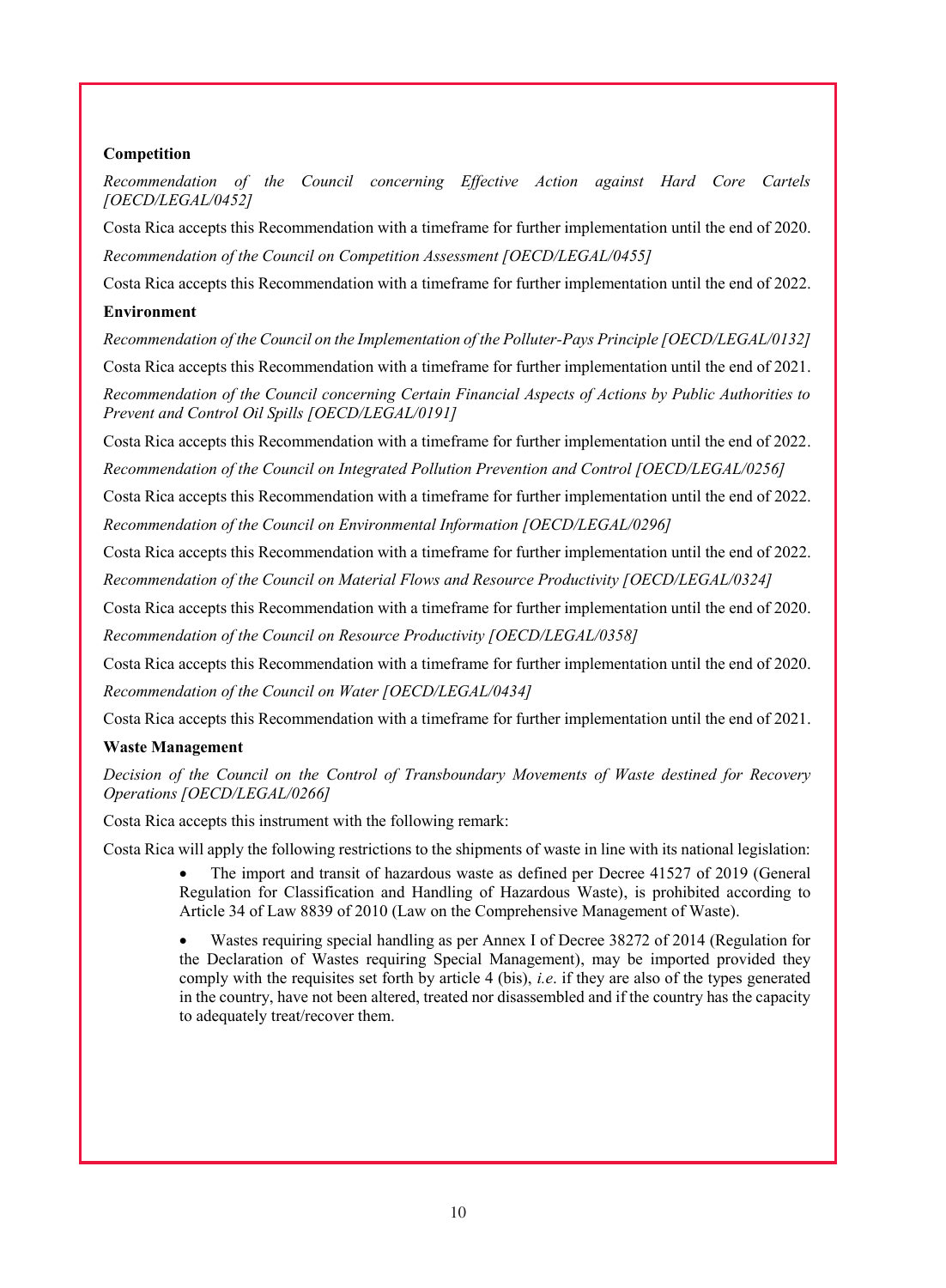**Competition**

*Recommendation of the Council concerning Effective Action against Hard Core Cartels [OECD/LEGAL/0452]*

Costa Rica accepts this Recommendation with a timeframe for further implementation until the end of 2020.

*Recommendation of the Council on Competition Assessment [OECD/LEGAL/0455]*

Costa Rica accepts this Recommendation with a timeframe for further implementation until the end of 2022.

**Environment**

*Recommendation of the Council on the Implementation of the Polluter-Pays Principle [OECD/LEGAL/0132]*

Costa Rica accepts this Recommendation with a timeframe for further implementation until the end of 2021.

*Recommendation of the Council concerning Certain Financial Aspects of Actions by Public Authorities to Prevent and Control Oil Spills [OECD/LEGAL/0191]*

Costa Rica accepts this Recommendation with a timeframe for further implementation until the end of 2022.

*Recommendation of the Council on Integrated Pollution Prevention and Control [OECD/LEGAL/0256]*

Costa Rica accepts this Recommendation with a timeframe for further implementation until the end of 2022.

*Recommendation of the Council on Environmental Information [OECD/LEGAL/0296]*

Costa Rica accepts this Recommendation with a timeframe for further implementation until the end of 2022.

*Recommendation of the Council on Material Flows and Resource Productivity [OECD/LEGAL/0324]*

Costa Rica accepts this Recommendation with a timeframe for further implementation until the end of 2020.

*Recommendation of the Council on Resource Productivity [OECD/LEGAL/0358]*

Costa Rica accepts this Recommendation with a timeframe for further implementation until the end of 2020.

*Recommendation of the Council on Water [OECD/LEGAL/0434]*

Costa Rica accepts this Recommendation with a timeframe for further implementation until the end of 2021.

**Waste Management**

*Decision of the Council on the Control of Transboundary Movements of Waste destined for Recovery Operations [OECD/LEGAL/0266]*

Costa Rica accepts this instrument with the following remark:

Costa Rica will apply the following restrictions to the shipments of waste in line with its national legislation:

- The import and transit of hazardous waste as defined per Decree 41527 of 2019 (General Regulation for Classification and Handling of Hazardous Waste), is prohibited according to Article 34 of Law 8839 of 2010 (Law on the Comprehensive Management of Waste).

- Wastes requiring special handling as per Annex I of Decree 38272 of 2014 (Regulation for the Declaration of Wastes requiring Special Management), may be imported provided they comply with the requisites set forth by article 4 (bis), *i.e*. if they are also of the types generated in the country, have not been altered, treated nor disassembled and if the country has the capacity to adequately treat/recover them.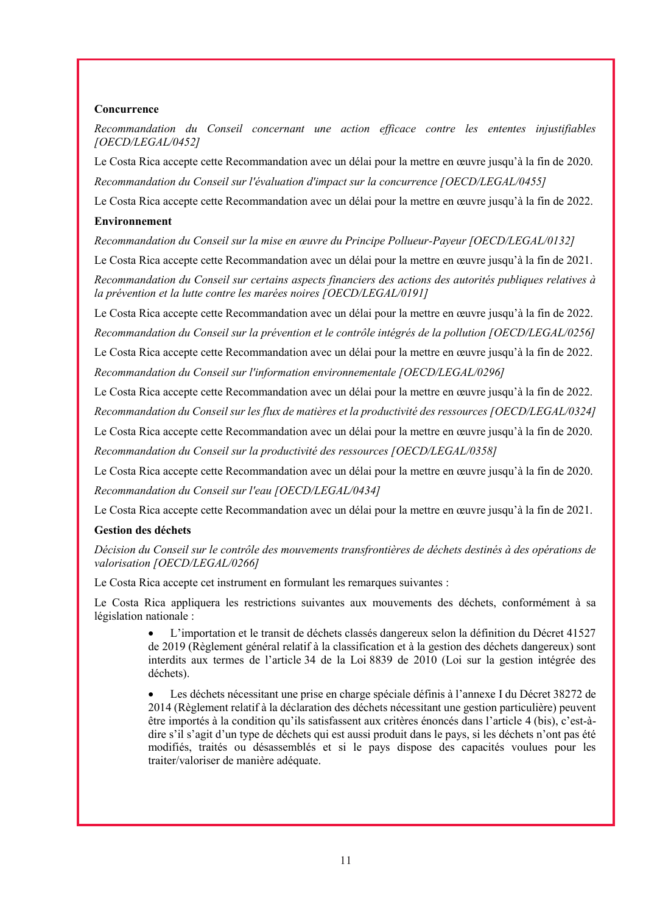**Concurrence**

*Recommandation du Conseil concernant une action efficace contre les ententes injustifiables [OECD/LEGAL/0452]*

Le Costa Rica accepte cette Recommandation avec un délai pour la mettre en œuvre jusqu'à la fin de 2020.

*Recommandation du Conseil sur l'évaluation d'impact sur la concurrence [OECD/LEGAL/0455]*

Le Costa Rica accepte cette Recommandation avec un délai pour la mettre en œuvre jusqu'à la fin de 2022.

**Environnement**

*Recommandation du Conseil sur la mise en œuvre du Principe Pollueur-Payeur [OECD/LEGAL/0132]*

Le Costa Rica accepte cette Recommandation avec un délai pour la mettre en œuvre jusqu'à la fin de 2021.

*Recommandation du Conseil sur certains aspects financiers des actions des autorités publiques relatives à la prévention et la lutte contre les marées noires [OECD/LEGAL/0191]*

Le Costa Rica accepte cette Recommandation avec un délai pour la mettre en œuvre jusqu'à la fin de 2022.

*Recommandation du Conseil sur la prévention et le contrôle intégrés de la pollution [OECD/LEGAL/0256]*

Le Costa Rica accepte cette Recommandation avec un délai pour la mettre en œuvre jusqu'à la fin de 2022.

*Recommandation du Conseil sur l'information environnementale [OECD/LEGAL/0296]*

Le Costa Rica accepte cette Recommandation avec un délai pour la mettre en œuvre jusqu'à la fin de 2022.

*Recommandation du Conseil sur les flux de matières et la productivité des ressources [OECD/LEGAL/0324]*

Le Costa Rica accepte cette Recommandation avec un délai pour la mettre en œuvre jusqu'à la fin de 2020.

*Recommandation du Conseil sur la productivité des ressources [OECD/LEGAL/0358]*

Le Costa Rica accepte cette Recommandation avec un délai pour la mettre en œuvre jusqu'à la fin de 2020.

*Recommandation du Conseil sur l'eau [OECD/LEGAL/0434]*

Le Costa Rica accepte cette Recommandation avec un délai pour la mettre en œuvre jusqu'à la fin de 2021.

**Gestion des déchets**

*Décision du Conseil sur le contrôle des mouvements transfrontières de déchets destinés à des opérations de valorisation [OECD/LEGAL/0266]*

Le Costa Rica accepte cet instrument en formulant les remarques suivantes :

Le Costa Rica appliquera les restrictions suivantes aux mouvements des déchets, conformément à sa législation nationale :

- L'importation et le transit de déchets classés dangereux selon la définition du Décret 41527 de 2019 (Règlement général relatif à la classification et à la gestion des déchets dangereux) sont interdits aux termes de l'article 34 de la Loi 8839 de 2010 (Loi sur la gestion intégrée des déchets).
- Les déchets nécessitant une prise en charge spéciale définis à l'annexe I du Décret 38272 de 2014 (Règlement relatif à la déclaration des déchets nécessitant une gestion particulière) peuvent être importés à la condition qu'ils satisfassent aux critères énoncés dans l'article 4 (bis), c'est-à-dire s'il s'agit d'un type de déchets qui est aussi produit dans le pays, si les déchets n'ont pas été modifiés, traités ou désassemblés et si le pays dispose des capacités voulues pour les traiter/valoriser de manière adéquate.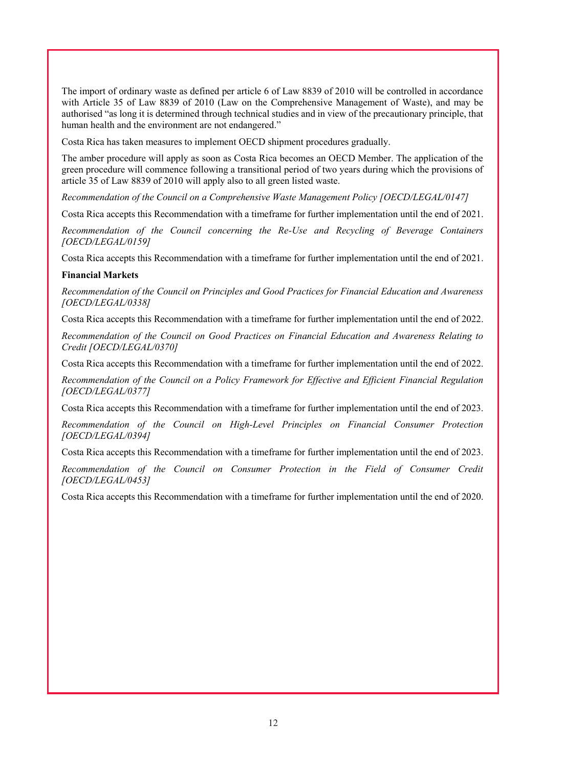The import of ordinary waste as defined per article 6 of Law 8839 of 2010 will be controlled in accordance with Article 35 of Law 8839 of 2010 (Law on the Comprehensive Management of Waste), and may be authorised "as long it is determined through technical studies and in view of the precautionary principle, that human health and the environment are not endangered."

Costa Rica has taken measures to implement OECD shipment procedures gradually.

The amber procedure will apply as soon as Costa Rica becomes an OECD Member. The application of the green procedure will commence following a transitional period of two years during which the provisions of article 35 of Law 8839 of 2010 will apply also to all green listed waste.

*Recommendation of the Council on a Comprehensive Waste Management Policy [OECD/LEGAL/0147]*

Costa Rica accepts this Recommendation with a timeframe for further implementation until the end of 2021.

*Recommendation of the Council concerning the Re-Use and Recycling of Beverage Containers [OECD/LEGAL/0159]*

Costa Rica accepts this Recommendation with a timeframe for further implementation until the end of 2021.

**Financial Markets**

*Recommendation of the Council on Principles and Good Practices for Financial Education and Awareness [OECD/LEGAL/0338]*

Costa Rica accepts this Recommendation with a timeframe for further implementation until the end of 2022.

*Recommendation of the Council on Good Practices on Financial Education and Awareness Relating to Credit [OECD/LEGAL/0370]*

Costa Rica accepts this Recommendation with a timeframe for further implementation until the end of 2022.

*Recommendation of the Council on a Policy Framework for Effective and Efficient Financial Regulation [OECD/LEGAL/0377]*

Costa Rica accepts this Recommendation with a timeframe for further implementation until the end of 2023.

*Recommendation of the Council on High-Level Principles on Financial Consumer Protection [OECD/LEGAL/0394]*

Costa Rica accepts this Recommendation with a timeframe for further implementation until the end of 2023.

*Recommendation of the Council on Consumer Protection in the Field of Consumer Credit [OECD/LEGAL/0453]*

Costa Rica accepts this Recommendation with a timeframe for further implementation until the end of 2020.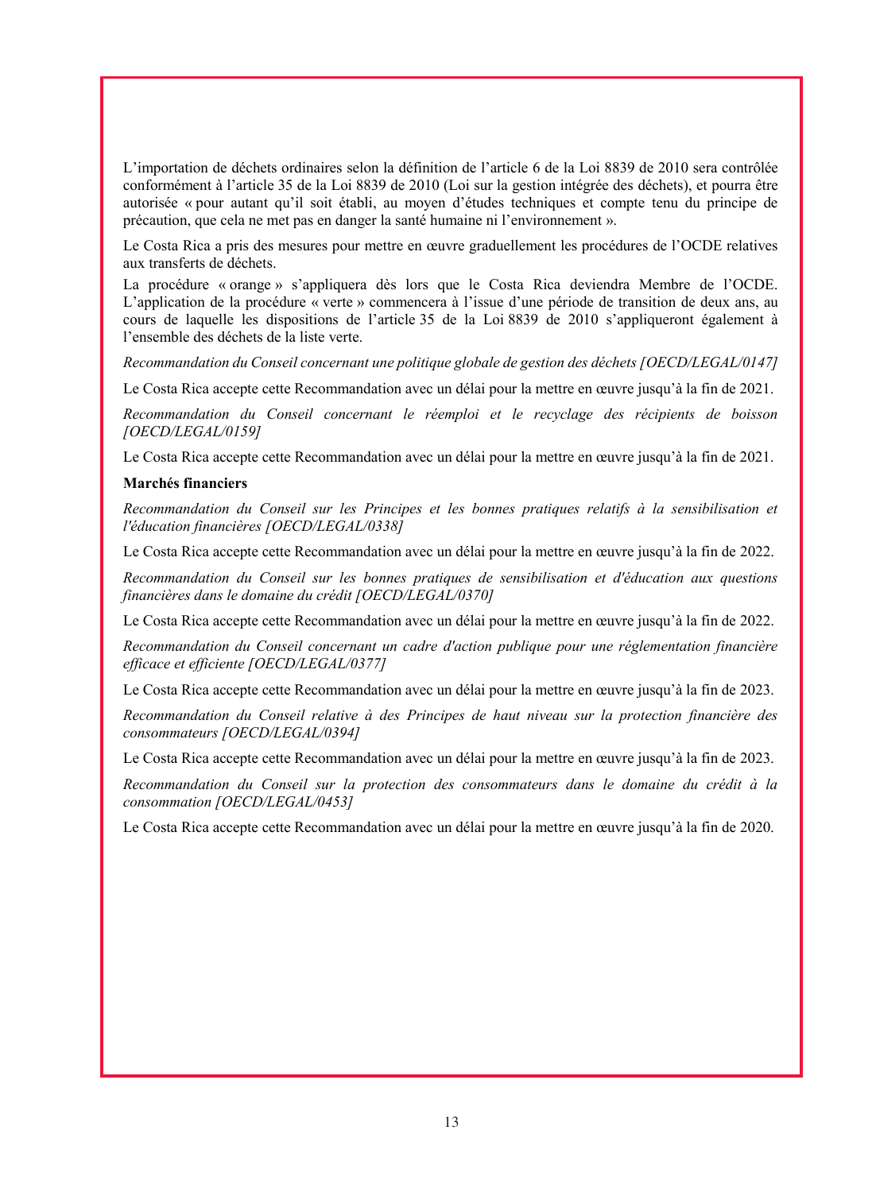L'importation de déchets ordinaires selon la définition de l'article 6 de la Loi 8839 de 2010 sera contrôlée conformément à l'article 35 de la Loi 8839 de 2010 (Loi sur la gestion intégrée des déchets), et pourra être autorisée « pour autant qu'il soit établi, au moyen d'études techniques et compte tenu du principe de précaution, que cela ne met pas en danger la santé humaine ni l'environnement ».

Le Costa Rica a pris des mesures pour mettre en œuvre graduellement les procédures de l'OCDE relatives aux transferts de déchets.

La procédure « orange » s'appliquera dès lors que le Costa Rica deviendra Membre de l'OCDE. L'application de la procédure « verte » commencera à l'issue d'une période de transition de deux ans, au cours de laquelle les dispositions de l'article 35 de la Loi 8839 de 2010 s'appliqueront également à l'ensemble des déchets de la liste verte.

*Recommandation du Conseil concernant une politique globale de gestion des déchets [OECD/LEGAL/0147]*

Le Costa Rica accepte cette Recommandation avec un délai pour la mettre en œuvre jusqu'à la fin de 2021.

*Recommandation du Conseil concernant le réemploi et le recyclage des récipients de boisson [OECD/LEGAL/0159]*

Le Costa Rica accepte cette Recommandation avec un délai pour la mettre en œuvre jusqu'à la fin de 2021.

**Marchés financiers**

*Recommandation du Conseil sur les Principes et les bonnes pratiques relatifs à la sensibilisation et l'éducation financières [OECD/LEGAL/0338]*

Le Costa Rica accepte cette Recommandation avec un délai pour la mettre en œuvre jusqu'à la fin de 2022.

*Recommandation du Conseil sur les bonnes pratiques de sensibilisation et d'éducation aux questions financières dans le domaine du crédit [OECD/LEGAL/0370]*

Le Costa Rica accepte cette Recommandation avec un délai pour la mettre en œuvre jusqu'à la fin de 2022.

*Recommandation du Conseil concernant un cadre d'action publique pour une réglementation financière efficace et efficiente [OECD/LEGAL/0377]*

Le Costa Rica accepte cette Recommandation avec un délai pour la mettre en œuvre jusqu'à la fin de 2023.

*Recommandation du Conseil relative à des Principes de haut niveau sur la protection financière des consommateurs [OECD/LEGAL/0394]*

Le Costa Rica accepte cette Recommandation avec un délai pour la mettre en œuvre jusqu'à la fin de 2023.

*Recommandation du Conseil sur la protection des consommateurs dans le domaine du crédit à la consommation [OECD/LEGAL/0453]*

Le Costa Rica accepte cette Recommandation avec un délai pour la mettre en œuvre jusqu'à la fin de 2020.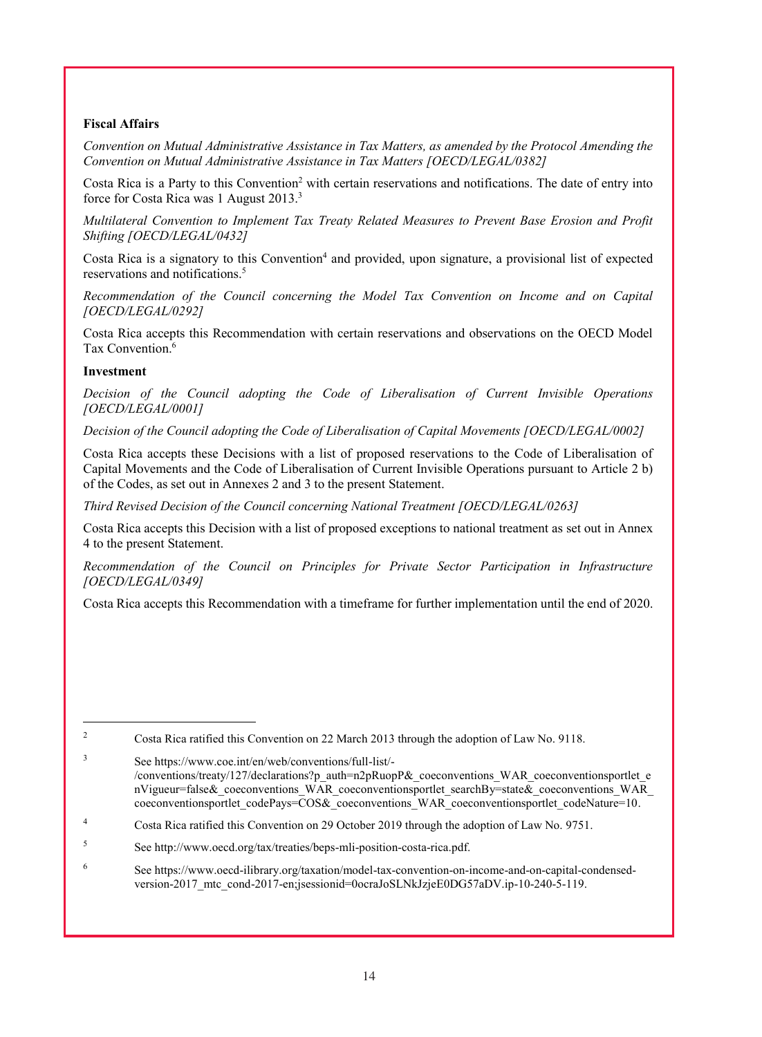**Fiscal Affairs**

*Convention on Mutual Administrative Assistance in Tax Matters, as amended by the Protocol Amending the Convention on Mutual Administrative Assistance in Tax Matters [OECD/LEGAL/0382]*

Costa Rica is a Party to this Convention[2] with certain reservations and notifications. The date of entry into force for Costa Rica was 1 August 2013.[3]

*Multilateral Convention to Implement Tax Treaty Related Measures to Prevent Base Erosion and Profit Shifting [OECD/LEGAL/0432]*

Costa Rica is a signatory to this Convention[4] and provided, upon signature, a provisional list of expected reservations and notifications.[5]

*Recommendation of the Council concerning the Model Tax Convention on Income and on Capital [OECD/LEGAL/0292]*

Costa Rica accepts this Recommendation with certain reservations and observations on the OECD Model Tax Convention.[6]

**Investment**

*Decision of the Council adopting the Code of Liberalisation of Current Invisible Operations [OECD/LEGAL/0001]*

*Decision of the Council adopting the Code of Liberalisation of Capital Movements [OECD/LEGAL/0002]*

Costa Rica accepts these Decisions with a list of proposed reservations to the Code of Liberalisation of Capital Movements and the Code of Liberalisation of Current Invisible Operations pursuant to Article 2 b) of the Codes, as set out in Annexes 2 and 3 to the present Statement.

*Third Revised Decision of the Council concerning National Treatment [OECD/LEGAL/0263]*

Costa Rica accepts this Decision with a list of proposed exceptions to national treatment as set out in Annex 4 to the present Statement.

*Recommendation of the Council on Principles for Private Sector Participation in Infrastructure [OECD/LEGAL/0349]*

Costa Rica accepts this Recommendation with a timeframe for further implementation until the end of 2020.

---

[2] Costa Rica ratified this Convention on 22 March 2013 through the adoption of Law No. 9118.

[3] See https://www.coe.int/en/web/conventions/full-list/-/conventions/treaty/127/declarations?p_auth=n2pRuopP&_coeconventions_WAR_coeconventionsportlet_enVigueur=false&_coeconventions_WAR_coeconventionsportlet_searchBy=state&_coeconventions_WAR_coeconventionsportlet_codePays=COS&_coeconventions_WAR_coeconventionsportlet_codeNature=10.

[4] Costa Rica ratified this Convention on 29 October 2019 through the adoption of Law No. 9751.

[5] See http://www.oecd.org/tax/treaties/beps-mli-position-costa-rica.pdf.

[6] See https://www.oecd-ilibrary.org/taxation/model-tax-convention-on-income-and-on-capital-condensed-version-2017_mtc_cond-2017-en;jsessionid=0ocraJoSLNkJzjeE0DG57aDV.ip-10-240-5-119.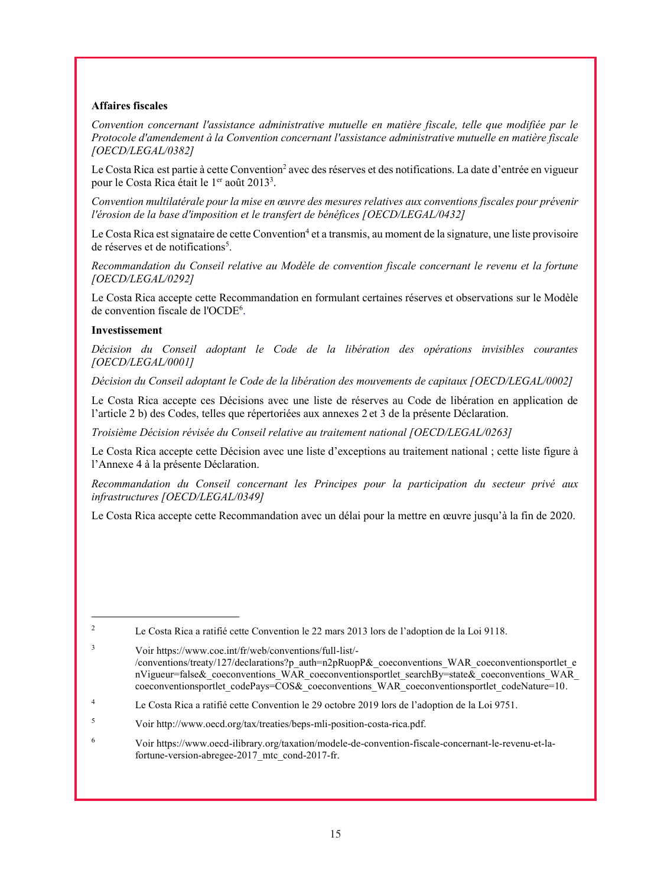**Affaires fiscales**

*Convention concernant l'assistance administrative mutuelle en matière fiscale, telle que modifiée par le Protocole d'amendement à la Convention concernant l'assistance administrative mutuelle en matière fiscale [OECD/LEGAL/0382]*

Le Costa Rica est partie à cette Convention[2] avec des réserves et des notifications. La date d'entrée en vigueur pour le Costa Rica était le 1er août 2013[3].

*Convention multilatérale pour la mise en œuvre des mesures relatives aux conventions fiscales pour prévenir l'érosion de la base d'imposition et le transfert de bénéfices [OECD/LEGAL/0432]*

Le Costa Rica est signataire de cette Convention[4] et a transmis, au moment de la signature, une liste provisoire de réserves et de notifications[5].

*Recommandation du Conseil relative au Modèle de convention fiscale concernant le revenu et la fortune [OECD/LEGAL/0292]*

Le Costa Rica accepte cette Recommandation en formulant certaines réserves et observations sur le Modèle de convention fiscale de l'OCDE[6].

**Investissement**

*Décision du Conseil adoptant le Code de la libération des opérations invisibles courantes [OECD/LEGAL/0001]*

*Décision du Conseil adoptant le Code de la libération des mouvements de capitaux [OECD/LEGAL/0002]*

Le Costa Rica accepte ces Décisions avec une liste de réserves au Code de libération en application de l'article 2 b) des Codes, telles que répertoriées aux annexes 2 et 3 de la présente Déclaration.

*Troisième Décision révisée du Conseil relative au traitement national [OECD/LEGAL/0263]*

Le Costa Rica accepte cette Décision avec une liste d'exceptions au traitement national ; cette liste figure à l'Annexe 4 à la présente Déclaration.

*Recommandation du Conseil concernant les Principes pour la participation du secteur privé aux infrastructures [OECD/LEGAL/0349]*

Le Costa Rica accepte cette Recommandation avec un délai pour la mettre en œuvre jusqu'à la fin de 2020.

---

[2] Le Costa Rica a ratifié cette Convention le 22 mars 2013 lors de l'adoption de la Loi 9118.

[3] Voir https://www.coe.int/fr/web/conventions/full-list/-/conventions/treaty/127/declarations?p_auth=n2pRuopP&_coeconventions_WAR_coeconventionsportlet_enVigueur=false&_coeconventions_WAR_coeconventionsportlet_searchBy=state&_coeconventions_WAR_coeconventionsportlet_codePays=COS&_coeconventions_WAR_coeconventionsportlet_codeNature=10.

[4] Le Costa Rica a ratifié cette Convention le 29 octobre 2019 lors de l'adoption de la Loi 9751.

[5] Voir http://www.oecd.org/tax/treaties/beps-mli-position-costa-rica.pdf.

[6] Voir https://www.oecd-ilibrary.org/taxation/modele-de-convention-fiscale-concernant-le-revenu-et-la-fortune-version-abregee-2017_mtc_cond-2017-fr.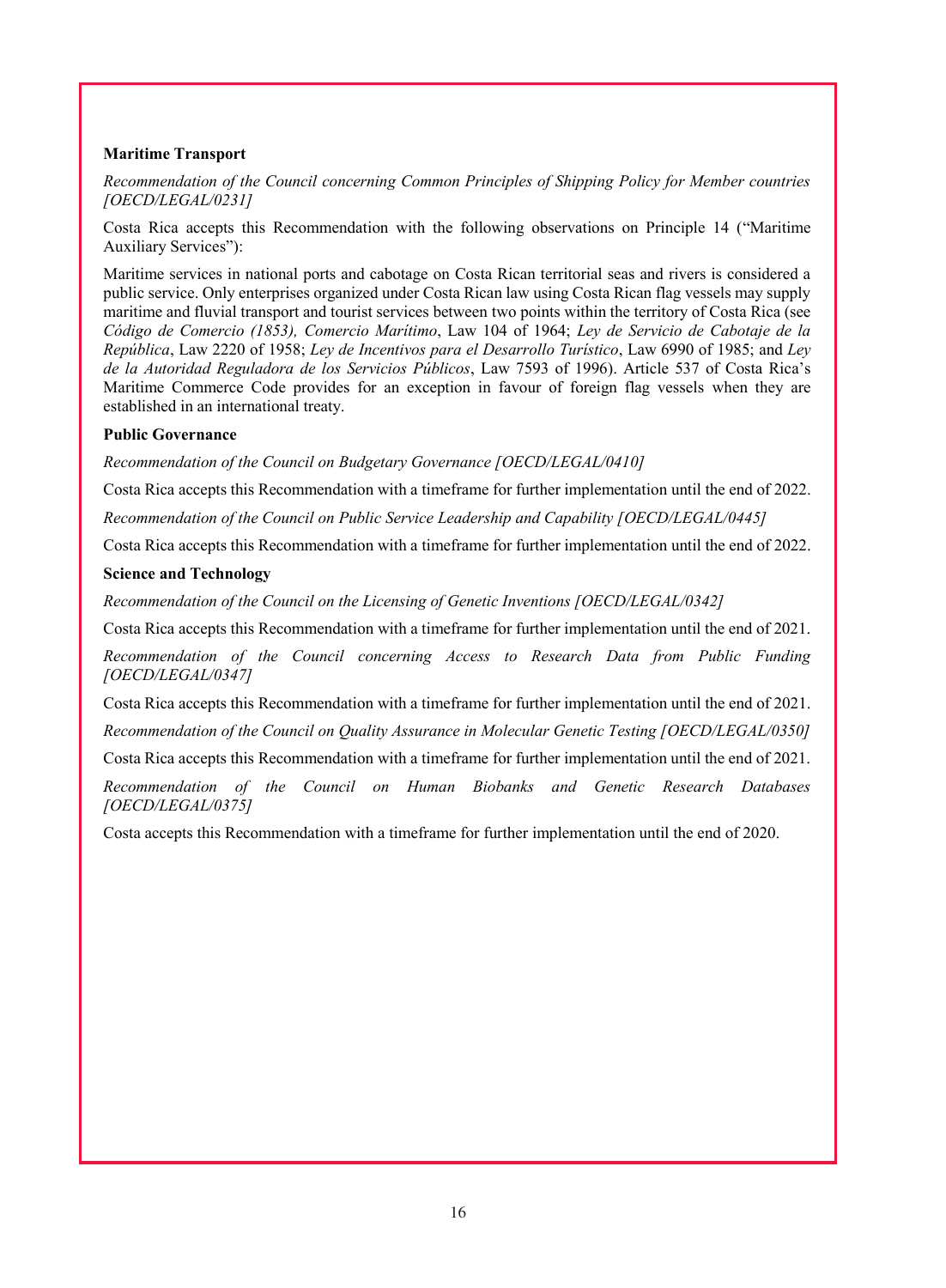**Maritime Transport**

*Recommendation of the Council concerning Common Principles of Shipping Policy for Member countries [OECD/LEGAL/0231]*

Costa Rica accepts this Recommendation with the following observations on Principle 14 ("Maritime Auxiliary Services"):

Maritime services in national ports and cabotage on Costa Rican territorial seas and rivers is considered a public service. Only enterprises organized under Costa Rican law using Costa Rican flag vessels may supply maritime and fluvial transport and tourist services between two points within the territory of Costa Rica (see *Código de Comercio (1853), Comercio Marítimo*, Law 104 of 1964; *Ley de Servicio de Cabotaje de la República*, Law 2220 of 1958; *Ley de Incentivos para el Desarrollo Turístico*, Law 6990 of 1985; and *Ley de la Autoridad Reguladora de los Servicios Públicos*, Law 7593 of 1996). Article 537 of Costa Rica's Maritime Commerce Code provides for an exception in favour of foreign flag vessels when they are established in an international treaty.

**Public Governance**

*Recommendation of the Council on Budgetary Governance [OECD/LEGAL/0410]*

Costa Rica accepts this Recommendation with a timeframe for further implementation until the end of 2022.

*Recommendation of the Council on Public Service Leadership and Capability [OECD/LEGAL/0445]*

Costa Rica accepts this Recommendation with a timeframe for further implementation until the end of 2022.

**Science and Technology**

*Recommendation of the Council on the Licensing of Genetic Inventions [OECD/LEGAL/0342]*

Costa Rica accepts this Recommendation with a timeframe for further implementation until the end of 2021.

*Recommendation of the Council concerning Access to Research Data from Public Funding [OECD/LEGAL/0347]*

Costa Rica accepts this Recommendation with a timeframe for further implementation until the end of 2021.

*Recommendation of the Council on Quality Assurance in Molecular Genetic Testing [OECD/LEGAL/0350]*

Costa Rica accepts this Recommendation with a timeframe for further implementation until the end of 2021.

*Recommendation of the Council on Human Biobanks and Genetic Research Databases [OECD/LEGAL/0375]*

Costa accepts this Recommendation with a timeframe for further implementation until the end of 2020.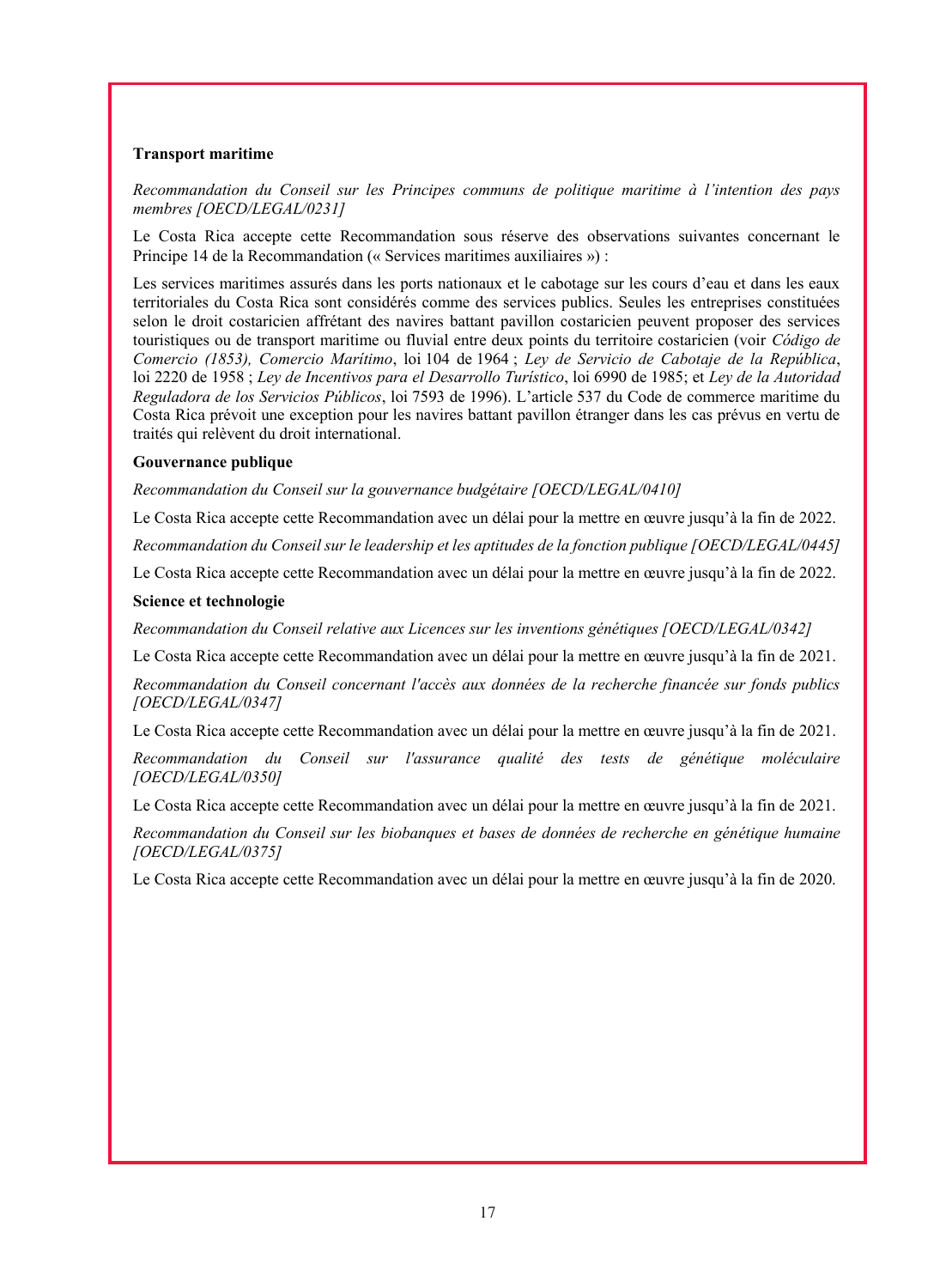**Transport maritime**

*Recommandation du Conseil sur les Principes communs de politique maritime à l'intention des pays membres [OECD/LEGAL/0231]*

Le Costa Rica accepte cette Recommandation sous réserve des observations suivantes concernant le Principe 14 de la Recommandation (« Services maritimes auxiliaires ») :

Les services maritimes assurés dans les ports nationaux et le cabotage sur les cours d'eau et dans les eaux territoriales du Costa Rica sont considérés comme des services publics. Seules les entreprises constituées selon le droit costaricien affrétant des navires battant pavillon costaricien peuvent proposer des services touristiques ou de transport maritime ou fluvial entre deux points du territoire costaricien (voir *Código de Comercio (1853), Comercio Marítimo*, loi 104 de 1964 ; *Ley de Servicio de Cabotaje de la República*, loi 2220 de 1958 ; *Ley de Incentivos para el Desarrollo Turístico*, loi 6990 de 1985; et *Ley de la Autoridad Reguladora de los Servicios Públicos*, loi 7593 de 1996). L'article 537 du Code de commerce maritime du Costa Rica prévoit une exception pour les navires battant pavillon étranger dans les cas prévus en vertu de traités qui relèvent du droit international.

**Gouvernance publique**

*Recommandation du Conseil sur la gouvernance budgétaire [OECD/LEGAL/0410]*

Le Costa Rica accepte cette Recommandation avec un délai pour la mettre en œuvre jusqu'à la fin de 2022.

*Recommandation du Conseil sur le leadership et les aptitudes de la fonction publique [OECD/LEGAL/0445]*

Le Costa Rica accepte cette Recommandation avec un délai pour la mettre en œuvre jusqu'à la fin de 2022.

**Science et technologie**

*Recommandation du Conseil relative aux Licences sur les inventions génétiques [OECD/LEGAL/0342]*

Le Costa Rica accepte cette Recommandation avec un délai pour la mettre en œuvre jusqu'à la fin de 2021.

*Recommandation du Conseil concernant l'accès aux données de la recherche financée sur fonds publics [OECD/LEGAL/0347]*

Le Costa Rica accepte cette Recommandation avec un délai pour la mettre en œuvre jusqu'à la fin de 2021.

*Recommandation du Conseil sur l'assurance qualité des tests de génétique moléculaire [OECD/LEGAL/0350]*

Le Costa Rica accepte cette Recommandation avec un délai pour la mettre en œuvre jusqu'à la fin de 2021.

*Recommandation du Conseil sur les biobanques et bases de données de recherche en génétique humaine [OECD/LEGAL/0375]*

Le Costa Rica accepte cette Recommandation avec un délai pour la mettre en œuvre jusqu'à la fin de 2020.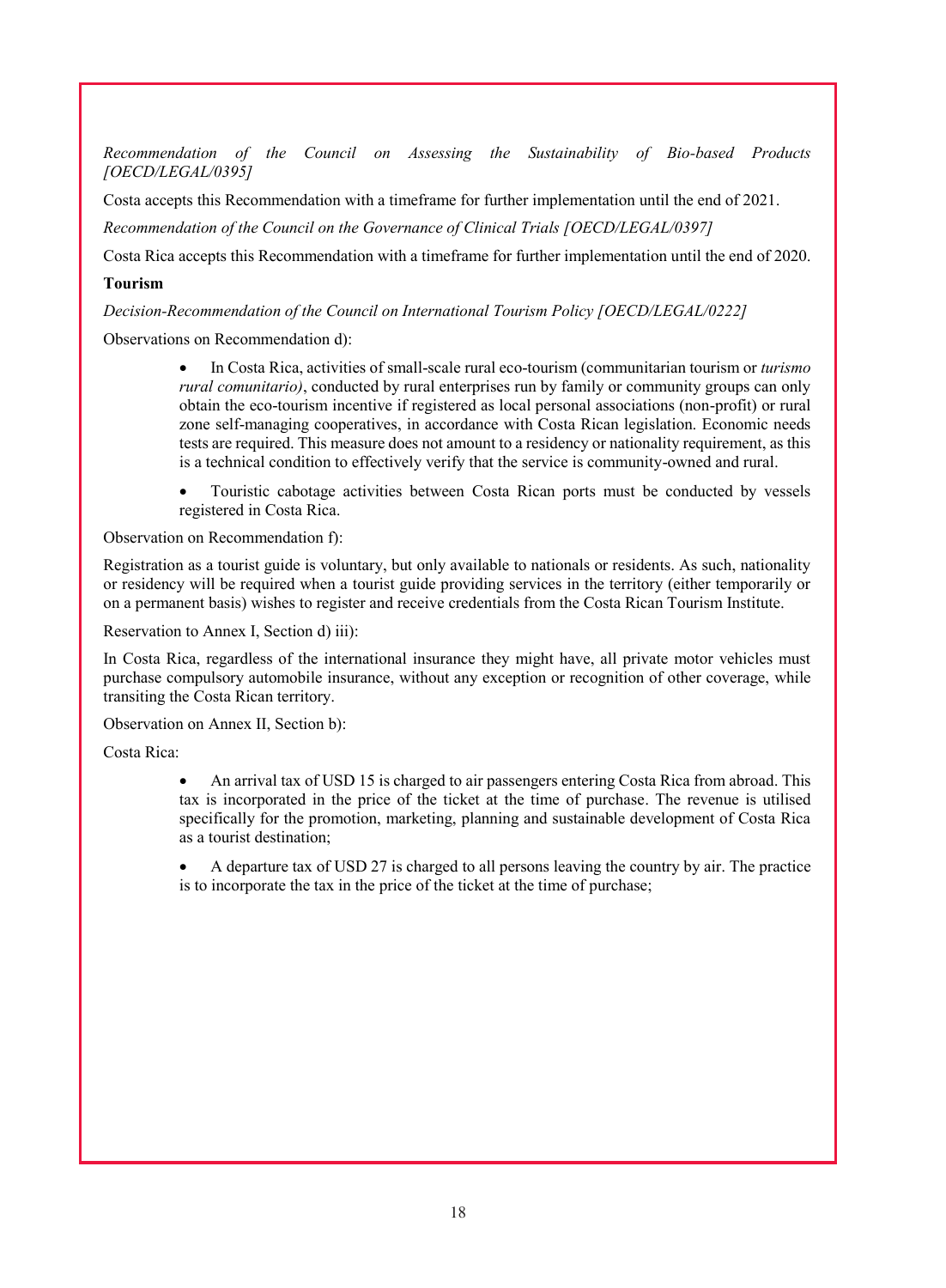*Recommendation of the Council on Assessing the Sustainability of Bio-based Products [OECD/LEGAL/0395]*

Costa accepts this Recommendation with a timeframe for further implementation until the end of 2021.

*Recommendation of the Council on the Governance of Clinical Trials [OECD/LEGAL/0397]*

Costa Rica accepts this Recommendation with a timeframe for further implementation until the end of 2020.

**Tourism**

*Decision-Recommendation of the Council on International Tourism Policy [OECD/LEGAL/0222]*

Observations on Recommendation d):

- In Costa Rica, activities of small-scale rural eco-tourism (communitarian tourism or *turismo rural comunitario)*, conducted by rural enterprises run by family or community groups can only obtain the eco-tourism incentive if registered as local personal associations (non-profit) or rural zone self-managing cooperatives, in accordance with Costa Rican legislation. Economic needs tests are required. This measure does not amount to a residency or nationality requirement, as this is a technical condition to effectively verify that the service is community-owned and rural.
- Touristic cabotage activities between Costa Rican ports must be conducted by vessels registered in Costa Rica.

Observation on Recommendation f):

Registration as a tourist guide is voluntary, but only available to nationals or residents. As such, nationality or residency will be required when a tourist guide providing services in the territory (either temporarily or on a permanent basis) wishes to register and receive credentials from the Costa Rican Tourism Institute.

Reservation to Annex I, Section d) iii):

In Costa Rica, regardless of the international insurance they might have, all private motor vehicles must purchase compulsory automobile insurance, without any exception or recognition of other coverage, while transiting the Costa Rican territory.

Observation on Annex II, Section b):

Costa Rica:

- An arrival tax of USD 15 is charged to air passengers entering Costa Rica from abroad. This tax is incorporated in the price of the ticket at the time of purchase. The revenue is utilised specifically for the promotion, marketing, planning and sustainable development of Costa Rica as a tourist destination;
- A departure tax of USD 27 is charged to all persons leaving the country by air. The practice is to incorporate the tax in the price of the ticket at the time of purchase;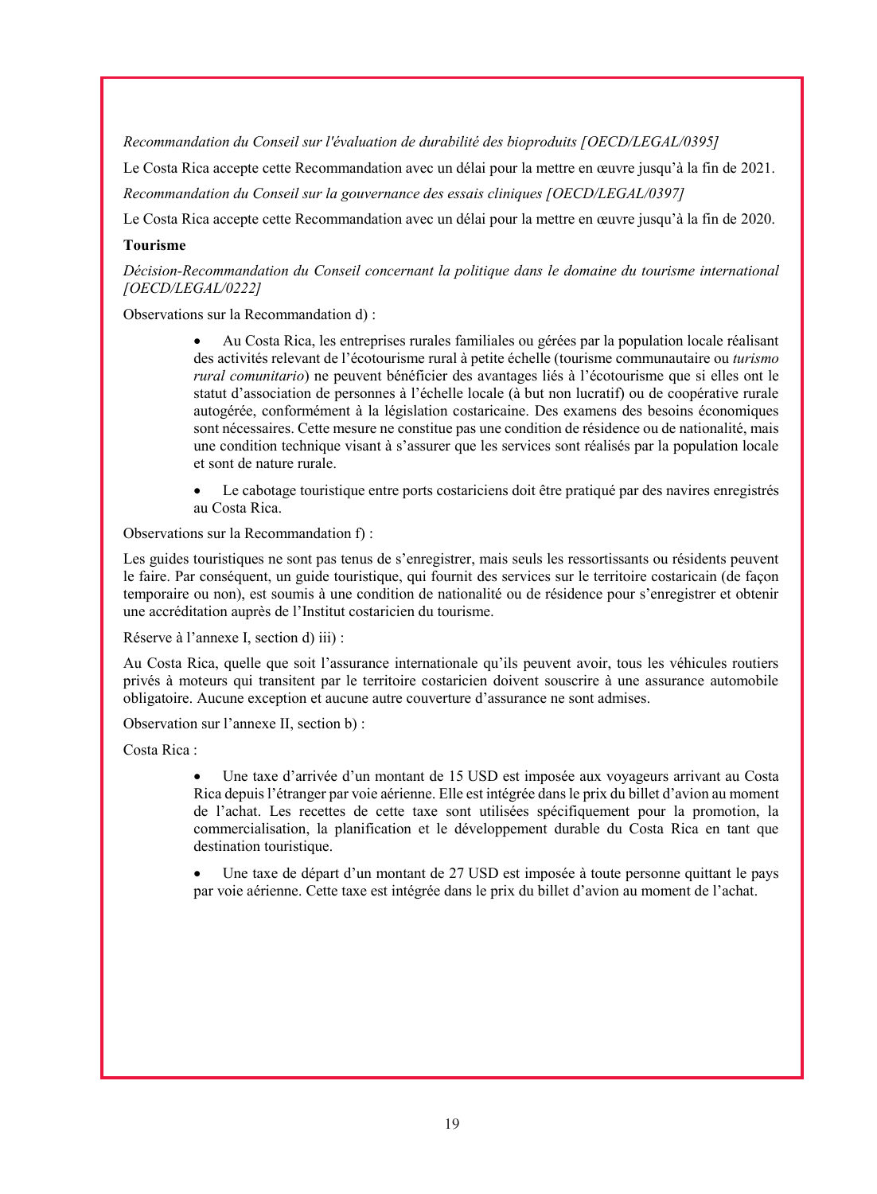*Recommandation du Conseil sur l'évaluation de durabilité des bioproduits [OECD/LEGAL/0395]*

Le Costa Rica accepte cette Recommandation avec un délai pour la mettre en œuvre jusqu'à la fin de 2021.

*Recommandation du Conseil sur la gouvernance des essais cliniques [OECD/LEGAL/0397]*

Le Costa Rica accepte cette Recommandation avec un délai pour la mettre en œuvre jusqu'à la fin de 2020.

**Tourisme**

*Décision-Recommandation du Conseil concernant la politique dans le domaine du tourisme international [OECD/LEGAL/0222]*

Observations sur la Recommandation d) :

- Au Costa Rica, les entreprises rurales familiales ou gérées par la population locale réalisant des activités relevant de l'écotourisme rural à petite échelle (tourisme communautaire ou *turismo rural comunitario*) ne peuvent bénéficier des avantages liés à l'écotourisme que si elles ont le statut d'association de personnes à l'échelle locale (à but non lucratif) ou de coopérative rurale autogérée, conformément à la législation costaricaine. Des examens des besoins économiques sont nécessaires. Cette mesure ne constitue pas une condition de résidence ou de nationalité, mais une condition technique visant à s'assurer que les services sont réalisés par la population locale et sont de nature rurale.

- Le cabotage touristique entre ports costariciens doit être pratiqué par des navires enregistrés au Costa Rica.

Observations sur la Recommandation f) :

Les guides touristiques ne sont pas tenus de s'enregistrer, mais seuls les ressortissants ou résidents peuvent le faire. Par conséquent, un guide touristique, qui fournit des services sur le territoire costaricain (de façon temporaire ou non), est soumis à une condition de nationalité ou de résidence pour s'enregistrer et obtenir une accréditation auprès de l'Institut costaricien du tourisme.

Réserve à l'annexe I, section d) iii) :

Au Costa Rica, quelle que soit l'assurance internationale qu'ils peuvent avoir, tous les véhicules routiers privés à moteurs qui transitent par le territoire costaricien doivent souscrire à une assurance automobile obligatoire. Aucune exception et aucune autre couverture d'assurance ne sont admises.

Observation sur l'annexe II, section b) :

Costa Rica :

- Une taxe d'arrivée d'un montant de 15 USD est imposée aux voyageurs arrivant au Costa Rica depuis l'étranger par voie aérienne. Elle est intégrée dans le prix du billet d'avion au moment de l'achat. Les recettes de cette taxe sont utilisées spécifiquement pour la promotion, la commercialisation, la planification et le développement durable du Costa Rica en tant que destination touristique.

- Une taxe de départ d'un montant de 27 USD est imposée à toute personne quittant le pays par voie aérienne. Cette taxe est intégrée dans le prix du billet d'avion au moment de l'achat.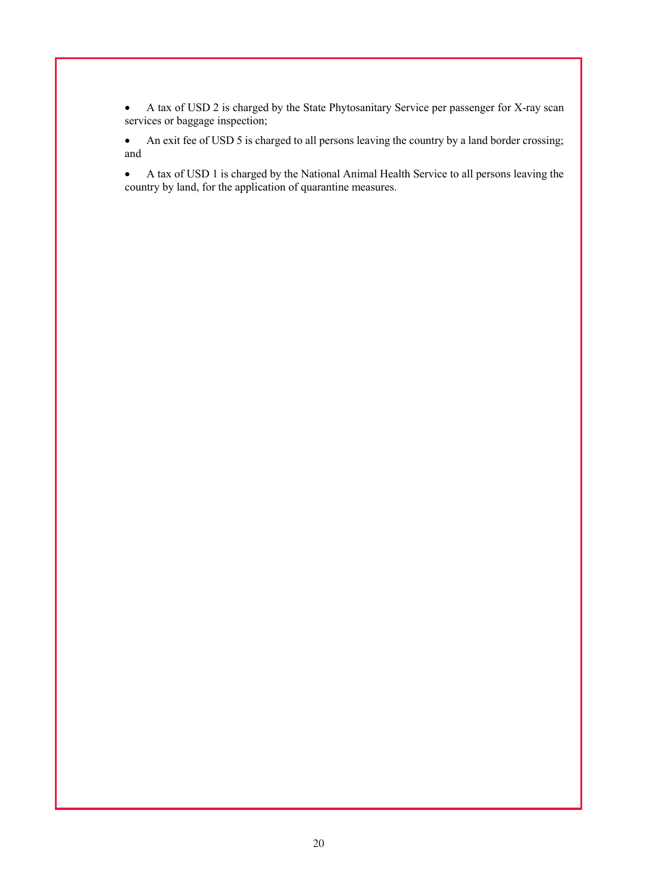- A tax of USD 2 is charged by the State Phytosanitary Service per passenger for X-ray scan services or baggage inspection;

- An exit fee of USD 5 is charged to all persons leaving the country by a land border crossing; and

- A tax of USD 1 is charged by the National Animal Health Service to all persons leaving the country by land, for the application of quarantine measures.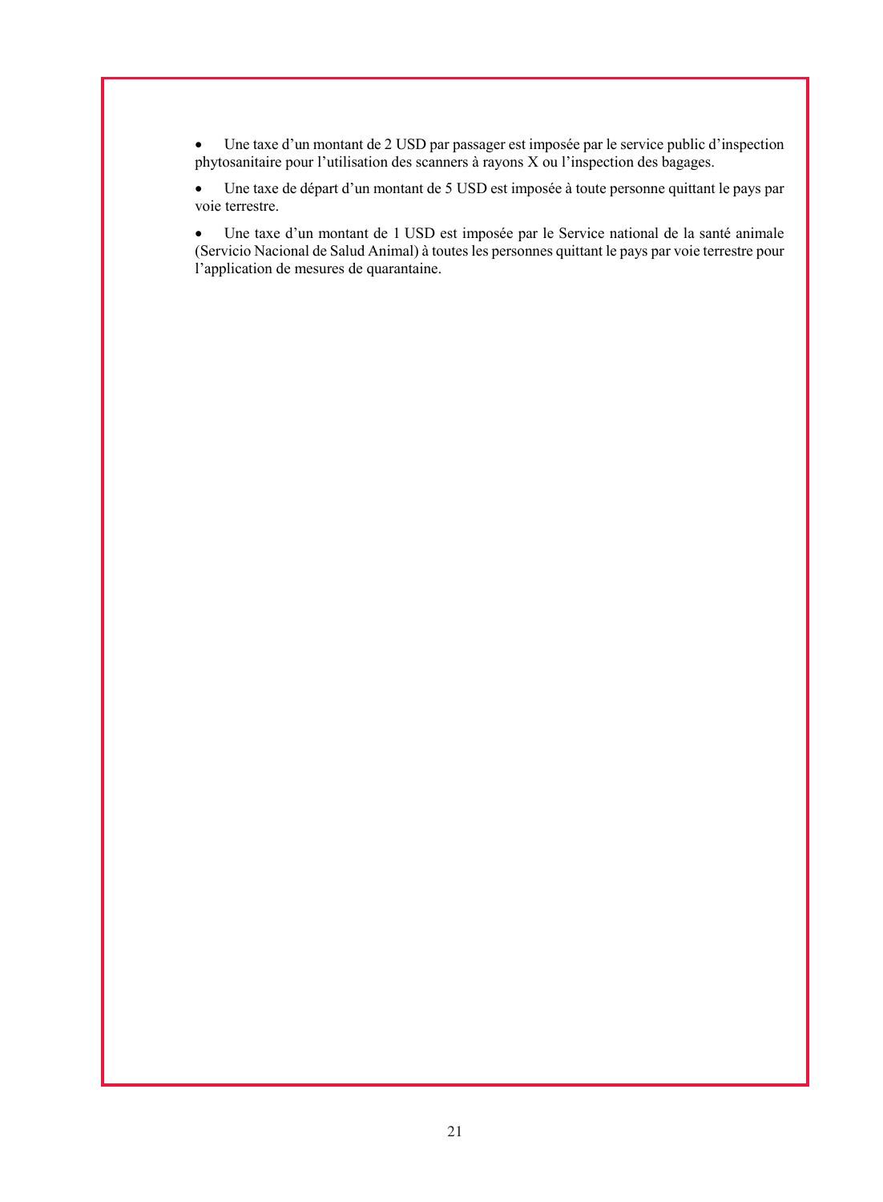- Une taxe d’un montant de 2 USD par passager est imposée par le service public d’inspection phytosanitaire pour l’utilisation des scanners à rayons X ou l’inspection des bagages.
- Une taxe de départ d’un montant de 5 USD est imposée à toute personne quittant le pays par voie terrestre.
- Une taxe d’un montant de 1 USD est imposée par le Service national de la santé animale (Servicio Nacional de Salud Animal) à toutes les personnes quittant le pays par voie terrestre pour l’application de mesures de quarantaine.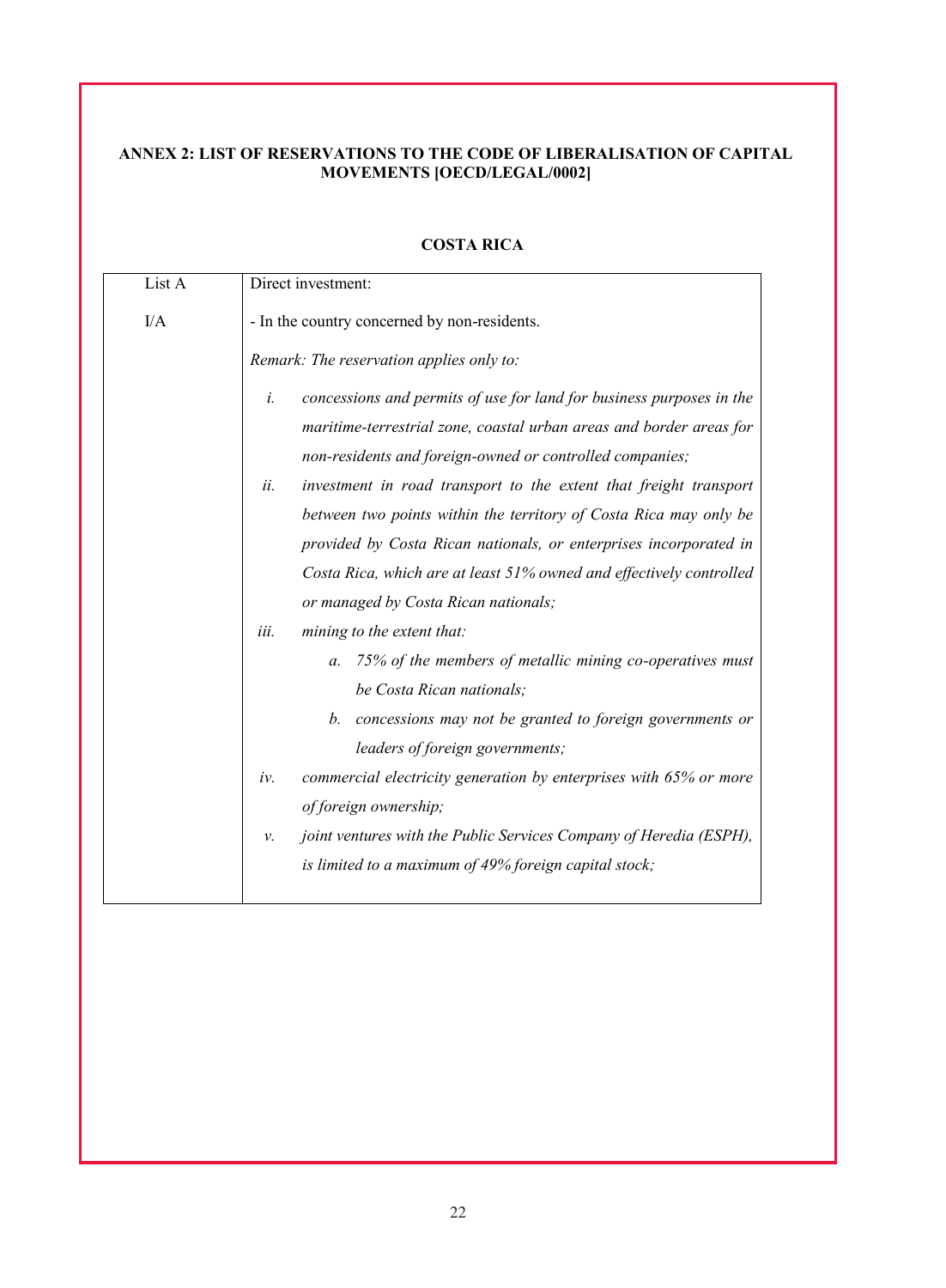**ANNEX 2: LIST OF RESERVATIONS TO THE CODE OF LIBERALISATION OF CAPITAL MOVEMENTS [OECD/LEGAL/0002]**

**COSTA RICA**

| List A | Direct investment: |
|---|---|
| I/A | - In the country concerned by non-residents.<br><br>*Remark: The reservation applies only to:*<br><br>*i. concessions and permits of use for land for business purposes in the maritime-terrestrial zone, coastal urban areas and border areas for non-residents and foreign-owned or controlled companies;*<br><br>*ii. investment in road transport to the extent that freight transport between two points within the territory of Costa Rica may only be provided by Costa Rican nationals, or enterprises incorporated in Costa Rica, which are at least 51% owned and effectively controlled or managed by Costa Rican nationals;*<br><br>*iii. mining to the extent that:*<br><br>*a. 75% of the members of metallic mining co-operatives must be Costa Rican nationals;*<br><br>*b. concessions may not be granted to foreign governments or leaders of foreign governments;*<br><br>*iv. commercial electricity generation by enterprises with 65% or more of foreign ownership;*<br><br>*v. joint ventures with the Public Services Company of Heredia (ESPH), is limited to a maximum of 49% foreign capital stock;* |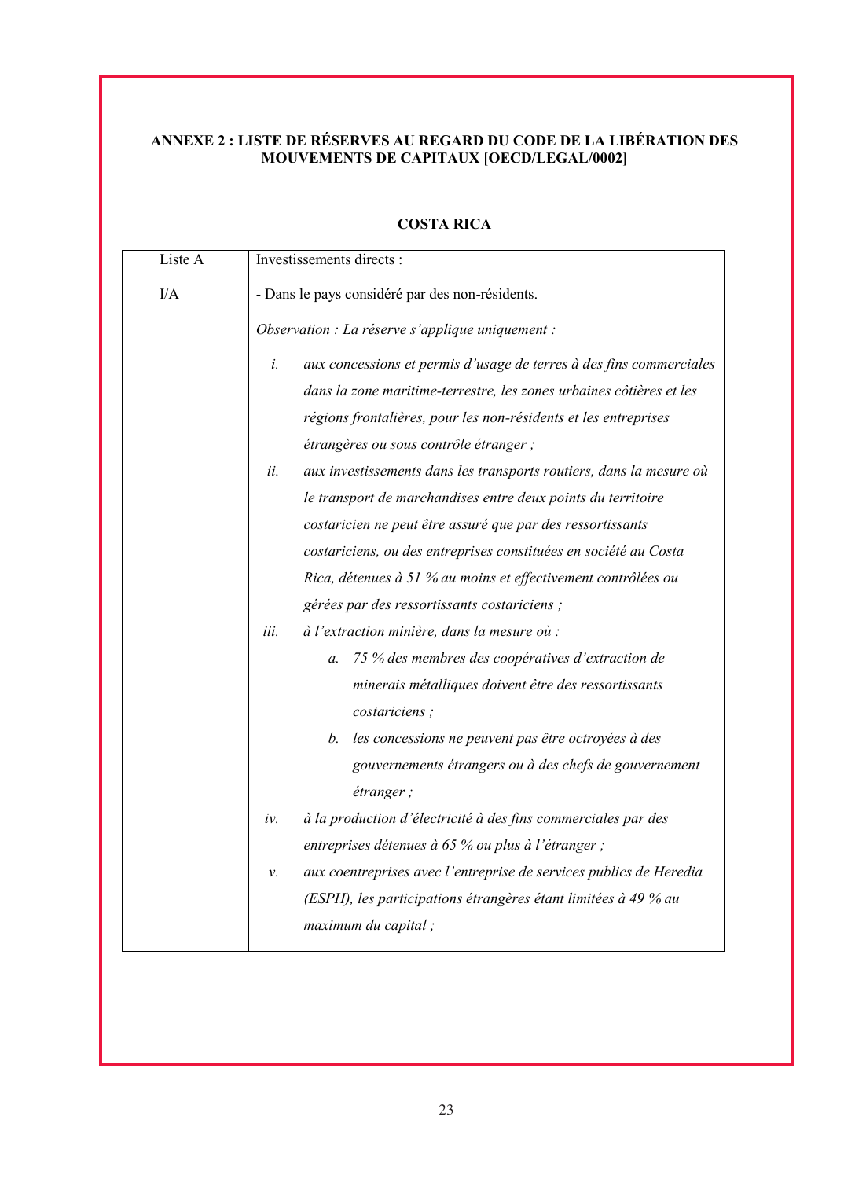**ANNEXE 2 : LISTE DE RÉSERVES AU REGARD DU CODE DE LA LIBÉRATION DES MOUVEMENTS DE CAPITAUX [OECD/LEGAL/0002]**

**COSTA RICA**

| Liste A | Investissements directs : |
|---|---|
| I/A | - Dans le pays considéré par des non-résidents.<br><br>*Observation : La réserve s'applique uniquement :*<br><br>*i.* *aux concessions et permis d'usage de terres à des fins commerciales dans la zone maritime-terrestre, les zones urbaines côtières et les régions frontalières, pour les non-résidents et les entreprises étrangères ou sous contrôle étranger ;*<br>*ii.* *aux investissements dans les transports routiers, dans la mesure où le transport de marchandises entre deux points du territoire costaricien ne peut être assuré que par des ressortissants costariciens, ou des entreprises constituées en société au Costa Rica, détenues à 51 % au moins et effectivement contrôlées ou gérées par des ressortissants costariciens ;*<br>*iii.* *à l'extraction minière, dans la mesure où :*<br>&nbsp;&nbsp;&nbsp;&nbsp;*a.* *75 % des membres des coopératives d'extraction de minerais métalliques doivent être des ressortissants costariciens ;*<br>&nbsp;&nbsp;&nbsp;&nbsp;*b.* *les concessions ne peuvent pas être octroyées à des gouvernements étrangers ou à des chefs de gouvernement étranger ;*<br>*iv.* *à la production d'électricité à des fins commerciales par des entreprises détenues à 65 % ou plus à l'étranger ;*<br>*v.* *aux coentreprises avec l'entreprise de services publics de Heredia (ESPH), les participations étrangères étant limitées à 49 % au maximum du capital ;* |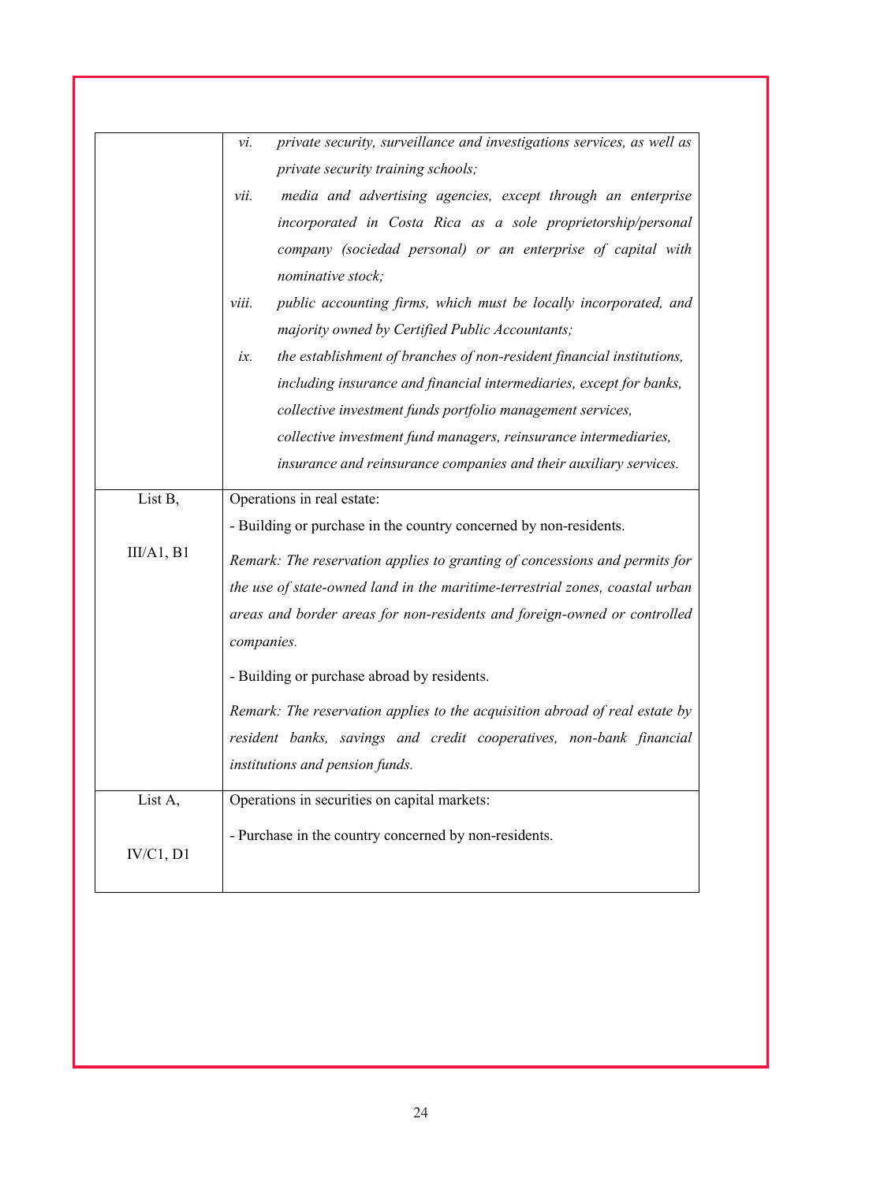| | |
|---|---|
| | *vi. private security, surveillance and investigations services, as well as private security training schools;*<br>*vii. media and advertising agencies, except through an enterprise incorporated in Costa Rica as a sole proprietorship/personal company (sociedad personal) or an enterprise of capital with nominative stock;*<br>*viii. public accounting firms, which must be locally incorporated, and majority owned by Certified Public Accountants;*<br>*ix. the establishment of branches of non-resident financial institutions, including insurance and financial intermediaries, except for banks, collective investment funds portfolio management services, collective investment fund managers, reinsurance intermediaries, insurance and reinsurance companies and their auxiliary services.* |
| List B,<br><br>III/A1, B1 | Operations in real estate:<br>- Building or purchase in the country concerned by non-residents.<br>*Remark: The reservation applies to granting of concessions and permits for the use of state-owned land in the maritime-terrestrial zones, coastal urban areas and border areas for non-residents and foreign-owned or controlled companies.*<br>- Building or purchase abroad by residents.<br>*Remark: The reservation applies to the acquisition abroad of real estate by resident banks, savings and credit cooperatives, non-bank financial institutions and pension funds.* |
| List A,<br><br>IV/C1, D1 | Operations in securities on capital markets:<br>- Purchase in the country concerned by non-residents. |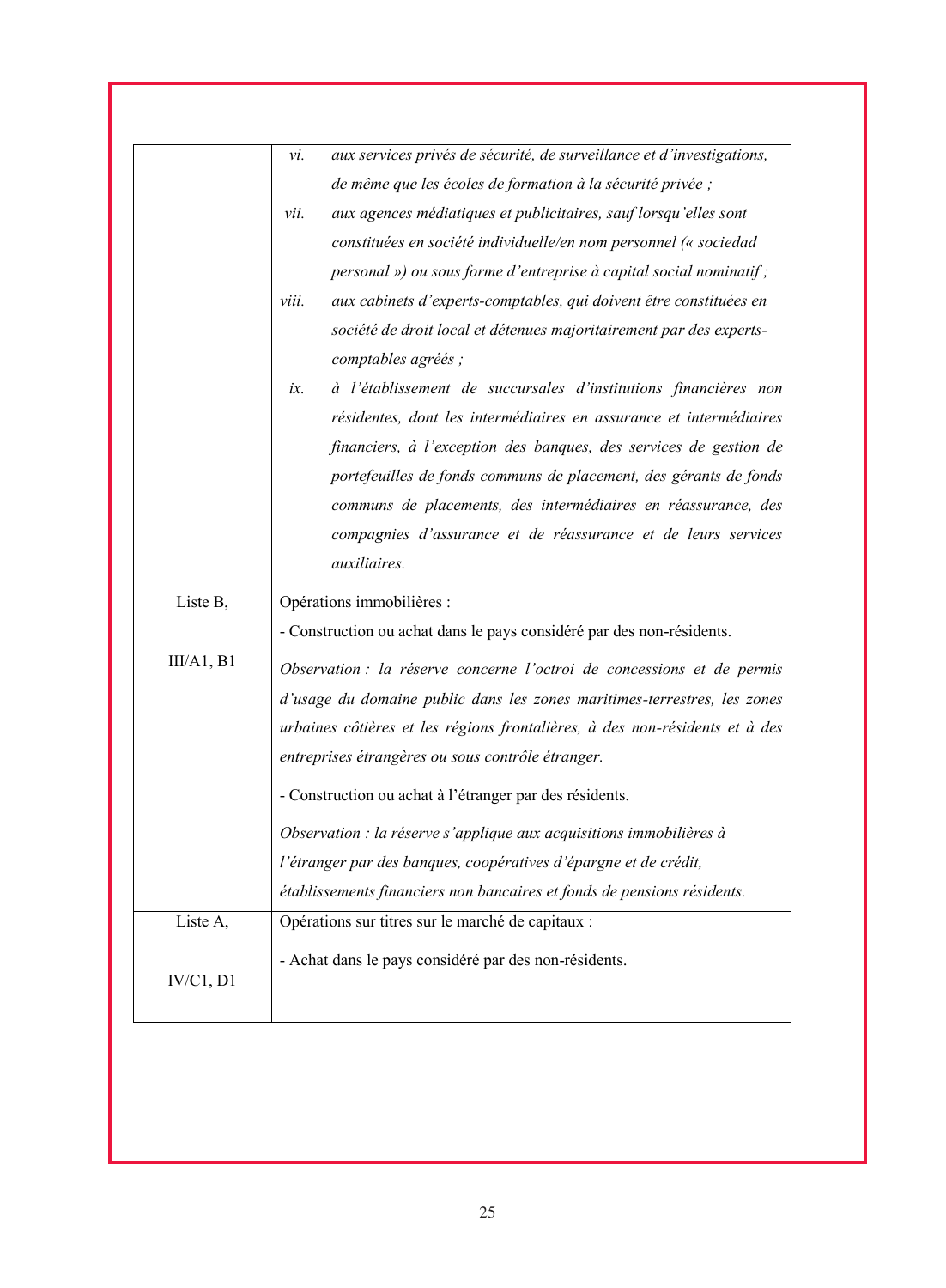| | |
|---|---|
| | *vi.* *aux services privés de sécurité, de surveillance et d'investigations, de même que les écoles de formation à la sécurité privée ;*<br>*vii.* *aux agences médiatiques et publicitaires, sauf lorsqu'elles sont constituées en société individuelle/en nom personnel (« sociedad personal ») ou sous forme d'entreprise à capital social nominatif ;*<br>*viii.* *aux cabinets d'experts-comptables, qui doivent être constituées en société de droit local et détenues majoritairement par des experts-comptables agréés ;*<br>*ix.* *à l'établissement de succursales d'institutions financières non résidentes, dont les intermédiaires en assurance et intermédiaires financiers, à l'exception des banques, des services de gestion de portefeuilles de fonds communs de placement, des gérants de fonds communs de placements, des intermédiaires en réassurance, des compagnies d'assurance et de réassurance et de leurs services auxiliaires.* |
| Liste B,<br><br>III/A1, B1 | Opérations immobilières :<br>- Construction ou achat dans le pays considéré par des non-résidents.<br>*Observation : la réserve concerne l'octroi de concessions et de permis d'usage du domaine public dans les zones maritimes-terrestres, les zones urbaines côtières et les régions frontalières, à des non-résidents et à des entreprises étrangères ou sous contrôle étranger.*<br>- Construction ou achat à l'étranger par des résidents.<br>*Observation : la réserve s'applique aux acquisitions immobilières à l'étranger par des banques, coopératives d'épargne et de crédit, établissements financiers non bancaires et fonds de pensions résidents.* |
| Liste A,<br><br>IV/C1, D1 | Opérations sur titres sur le marché de capitaux :<br>- Achat dans le pays considéré par des non-résidents. |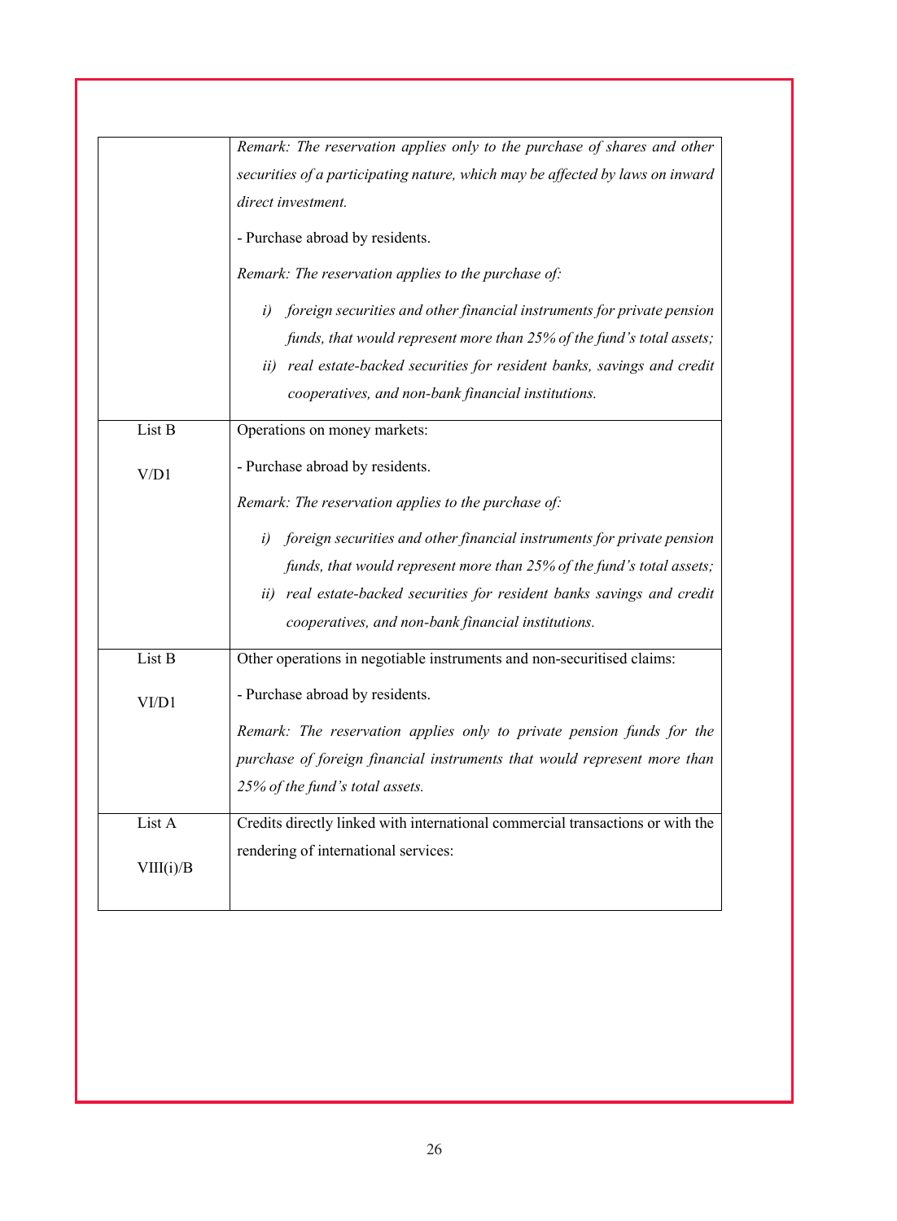| | |
|---|---|
| | *Remark: The reservation applies only to the purchase of shares and other securities of a participating nature, which may be affected by laws on inward direct investment.*<br><br>- Purchase abroad by residents.<br><br>*Remark: The reservation applies to the purchase of:*<br><br>*i) foreign securities and other financial instruments for private pension funds, that would represent more than 25% of the fund's total assets;*<br>*ii) real estate-backed securities for resident banks, savings and credit cooperatives, and non-bank financial institutions.* |
| List B<br><br>V/D1 | Operations on money markets:<br><br>- Purchase abroad by residents.<br><br>*Remark: The reservation applies to the purchase of:*<br><br>*i) foreign securities and other financial instruments for private pension funds, that would represent more than 25% of the fund's total assets;*<br>*ii) real estate-backed securities for resident banks savings and credit cooperatives, and non-bank financial institutions.* |
| List B<br><br>VI/D1 | Other operations in negotiable instruments and non-securitised claims:<br><br>- Purchase abroad by residents.<br><br>*Remark: The reservation applies only to private pension funds for the purchase of foreign financial instruments that would represent more than 25% of the fund's total assets.* |
| List A<br><br>VIII(i)/B | Credits directly linked with international commercial transactions or with the rendering of international services: |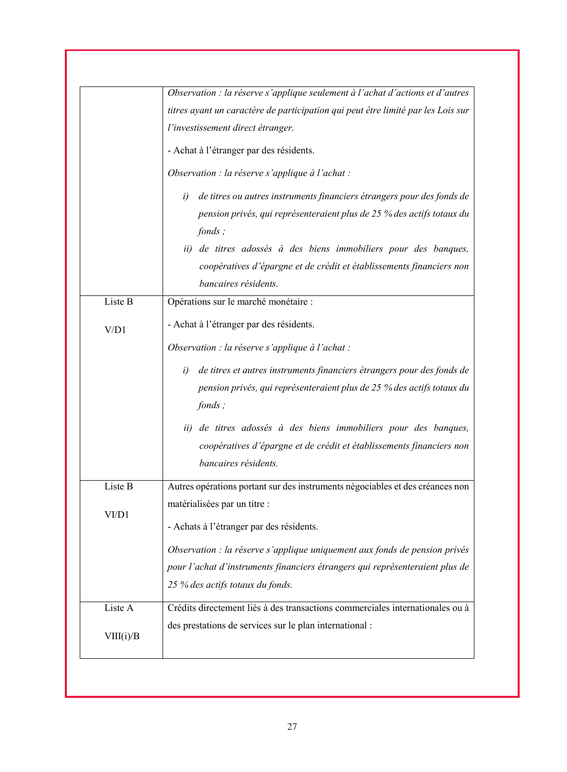| | |
|---|---|
| | *Observation : la réserve s'applique seulement à l'achat d'actions et d'autres titres ayant un caractère de participation qui peut être limité par les Lois sur l'investissement direct étranger.*<br><br>- Achat à l'étranger par des résidents.<br><br>*Observation : la réserve s'applique à l'achat :*<br><br>*i) de titres ou autres instruments financiers étrangers pour des fonds de pension privés, qui représenteraient plus de 25 % des actifs totaux du fonds ;*<br>*ii) de titres adossés à des biens immobiliers pour des banques, coopératives d'épargne et de crédit et établissements financiers non bancaires résidents.* |
| Liste B<br><br>V/D1 | Opérations sur le marché monétaire :<br><br>- Achat à l'étranger par des résidents.<br><br>*Observation : la réserve s'applique à l'achat :*<br><br>*i) de titres et autres instruments financiers étrangers pour des fonds de pension privés, qui représenteraient plus de 25 % des actifs totaux du fonds ;*<br><br>*ii) de titres adossés à des biens immobiliers pour des banques, coopératives d'épargne et de crédit et établissements financiers non bancaires résidents.* |
| Liste B<br><br>VI/D1 | Autres opérations portant sur des instruments négociables et des créances non matérialisées par un titre :<br><br>- Achats à l'étranger par des résidents.<br><br>*Observation : la réserve s'applique uniquement aux fonds de pension privés pour l'achat d'instruments financiers étrangers qui représenteraient plus de 25 % des actifs totaux du fonds.* |
| Liste A<br><br>VIII(i)/B | Crédits directement liés à des transactions commerciales internationales ou à des prestations de services sur le plan international : |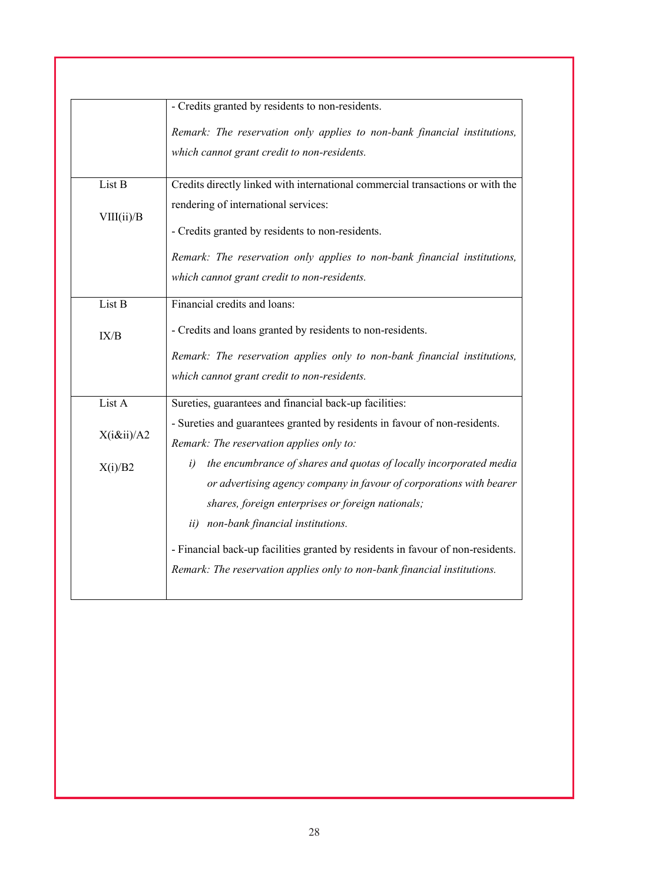| | |
|---|---|
| | - Credits granted by residents to non-residents.<br><br>*Remark: The reservation only applies to non-bank financial institutions, which cannot grant credit to non-residents.* |
| List B<br><br>VIII(ii)/B | Credits directly linked with international commercial transactions or with the rendering of international services:<br><br>- Credits granted by residents to non-residents.<br><br>*Remark: The reservation only applies to non-bank financial institutions, which cannot grant credit to non-residents.* |
| List B<br><br>IX/B | Financial credits and loans:<br><br>- Credits and loans granted by residents to non-residents.<br><br>*Remark: The reservation applies only to non-bank financial institutions, which cannot grant credit to non-residents.* |
| List A<br><br>X(i&ii)/A2<br><br>X(i)/B2 | Sureties, guarantees and financial back-up facilities:<br><br>- Sureties and guarantees granted by residents in favour of non-residents.<br>*Remark: The reservation applies only to:*<br>*i) the encumbrance of shares and quotas of locally incorporated media or advertising agency company in favour of corporations with bearer shares, foreign enterprises or foreign nationals;*<br>*ii) non-bank financial institutions.*<br><br>- Financial back-up facilities granted by residents in favour of non-residents.<br>*Remark: The reservation applies only to non-bank financial institutions.* |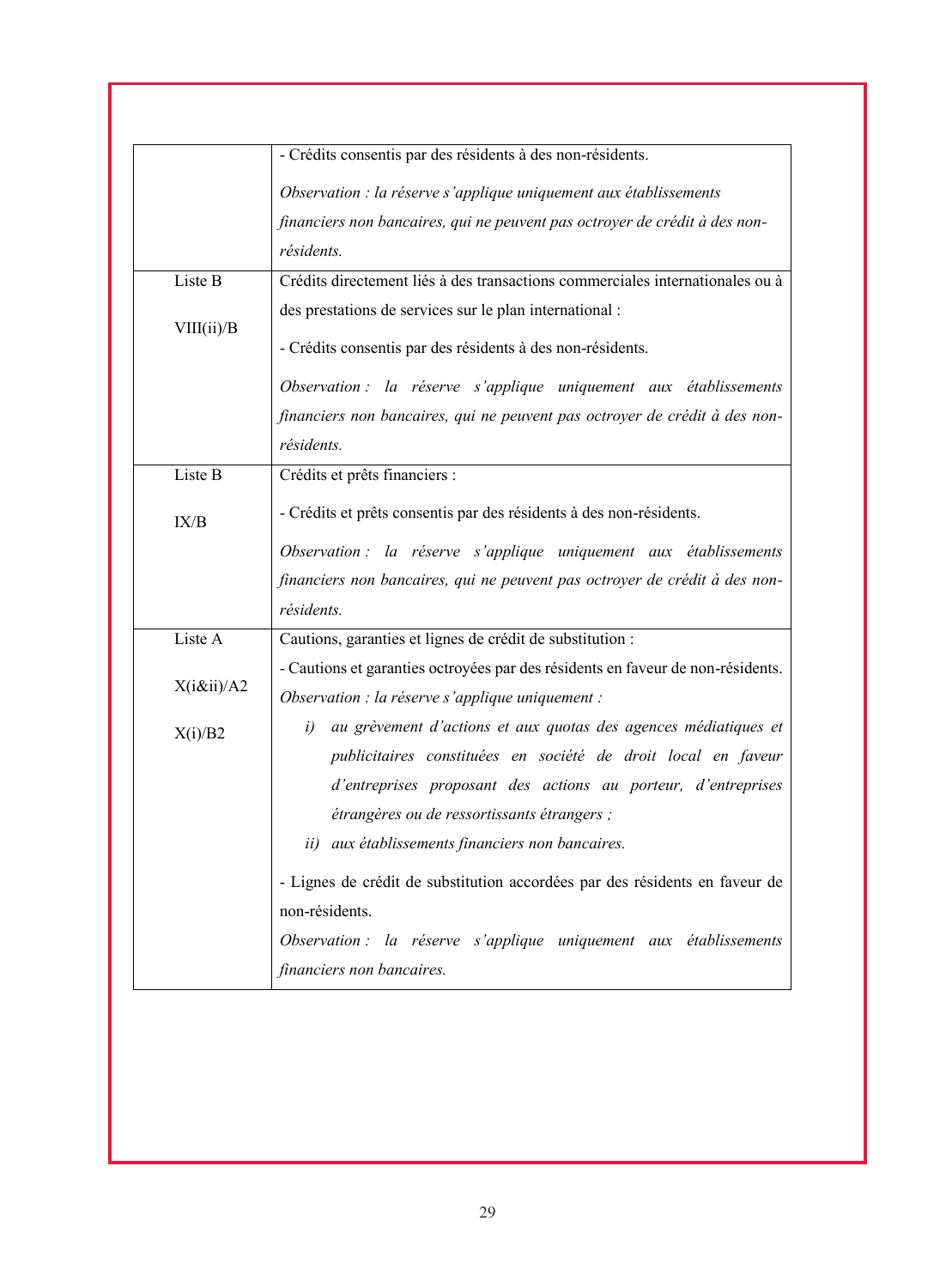| | |
|---|---|
| | - Crédits consentis par des résidents à des non-résidents.<br><br>*Observation : la réserve s'applique uniquement aux établissements financiers non bancaires, qui ne peuvent pas octroyer de crédit à des non-résidents.* |
| Liste B<br><br>VIII(ii)/B | Crédits directement liés à des transactions commerciales internationales ou à des prestations de services sur le plan international :<br><br>- Crédits consentis par des résidents à des non-résidents.<br><br>*Observation : la réserve s'applique uniquement aux établissements financiers non bancaires, qui ne peuvent pas octroyer de crédit à des non-résidents.* |
| Liste B<br><br>IX/B | Crédits et prêts financiers :<br><br>- Crédits et prêts consentis par des résidents à des non-résidents.<br><br>*Observation : la réserve s'applique uniquement aux établissements financiers non bancaires, qui ne peuvent pas octroyer de crédit à des non-résidents.* |
| Liste A<br><br>X(i&ii)/A2<br><br>X(i)/B2 | Cautions, garanties et lignes de crédit de substitution :<br><br>- Cautions et garanties octroyées par des résidents en faveur de non-résidents.<br>*Observation : la réserve s'applique uniquement :*<br>*i) au grèvement d'actions et aux quotas des agences médiatiques et publicitaires constituées en société de droit local en faveur d'entreprises proposant des actions au porteur, d'entreprises étrangères ou de ressortissants étrangers ;*<br>*ii) aux établissements financiers non bancaires.*<br><br>- Lignes de crédit de substitution accordées par des résidents en faveur de non-résidents.<br>*Observation : la réserve s'applique uniquement aux établissements financiers non bancaires.* |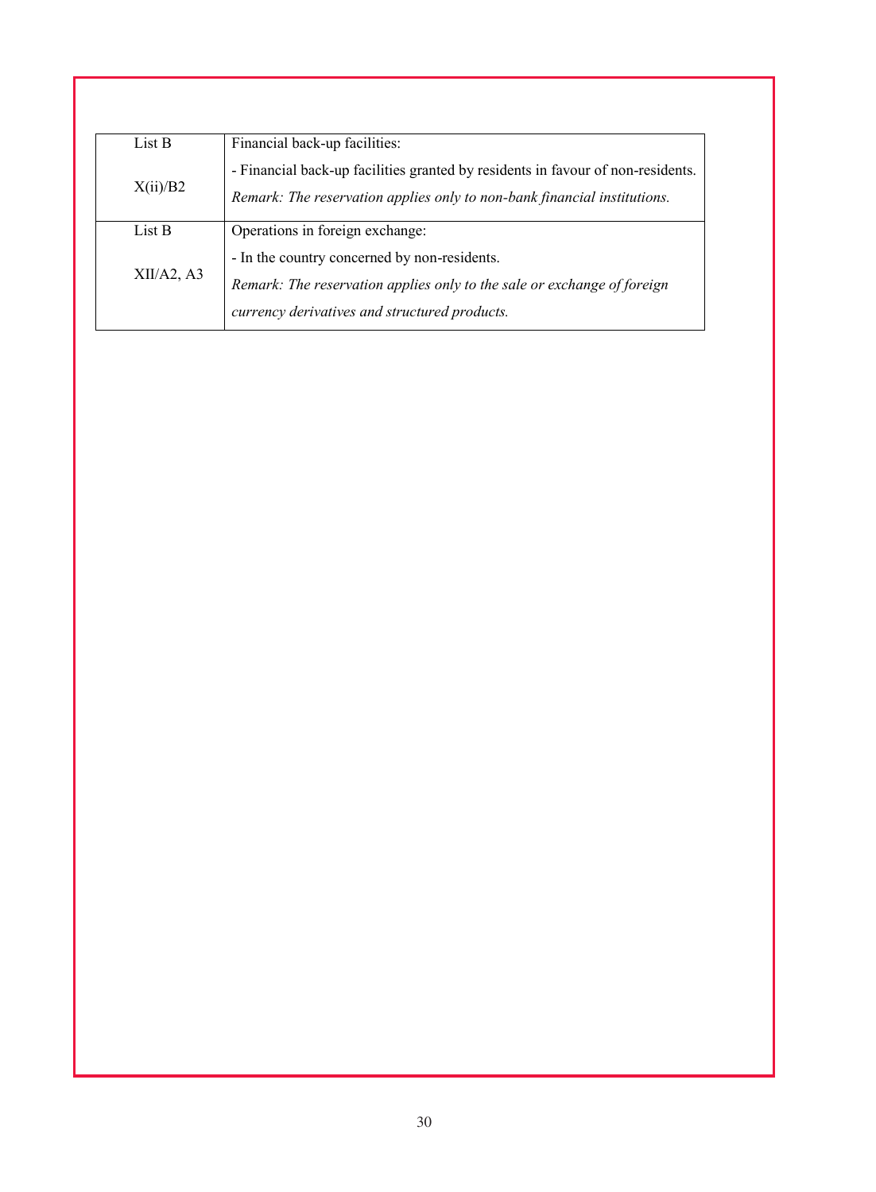| | |
|---|---|
| List B<br><br>X(ii)/B2 | Financial back-up facilities:<br>- Financial back-up facilities granted by residents in favour of non-residents.<br>*Remark: The reservation applies only to non-bank financial institutions.* |
| List B<br><br>XII/A2, A3 | Operations in foreign exchange:<br>- In the country concerned by non-residents.<br>*Remark: The reservation applies only to the sale or exchange of foreign currency derivatives and structured products.* |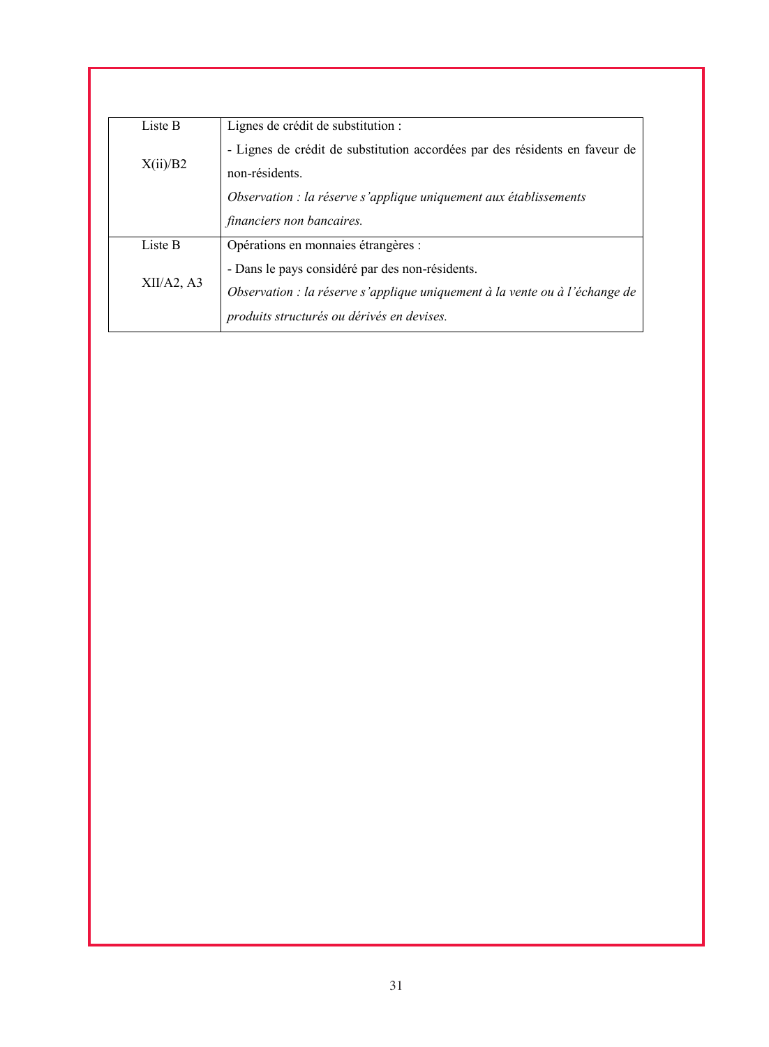| Liste B<br><br>X(ii)/B2 | Lignes de crédit de substitution :<br>- Lignes de crédit de substitution accordées par des résidents en faveur de non-résidents.<br>*Observation : la réserve s'applique uniquement aux établissements financiers non bancaires.* |
|---|---|
| Liste B<br><br>XII/A2, A3 | Opérations en monnaies étrangères :<br>- Dans le pays considéré par des non-résidents.<br>*Observation : la réserve s'applique uniquement à la vente ou à l'échange de produits structurés ou dérivés en devises.* |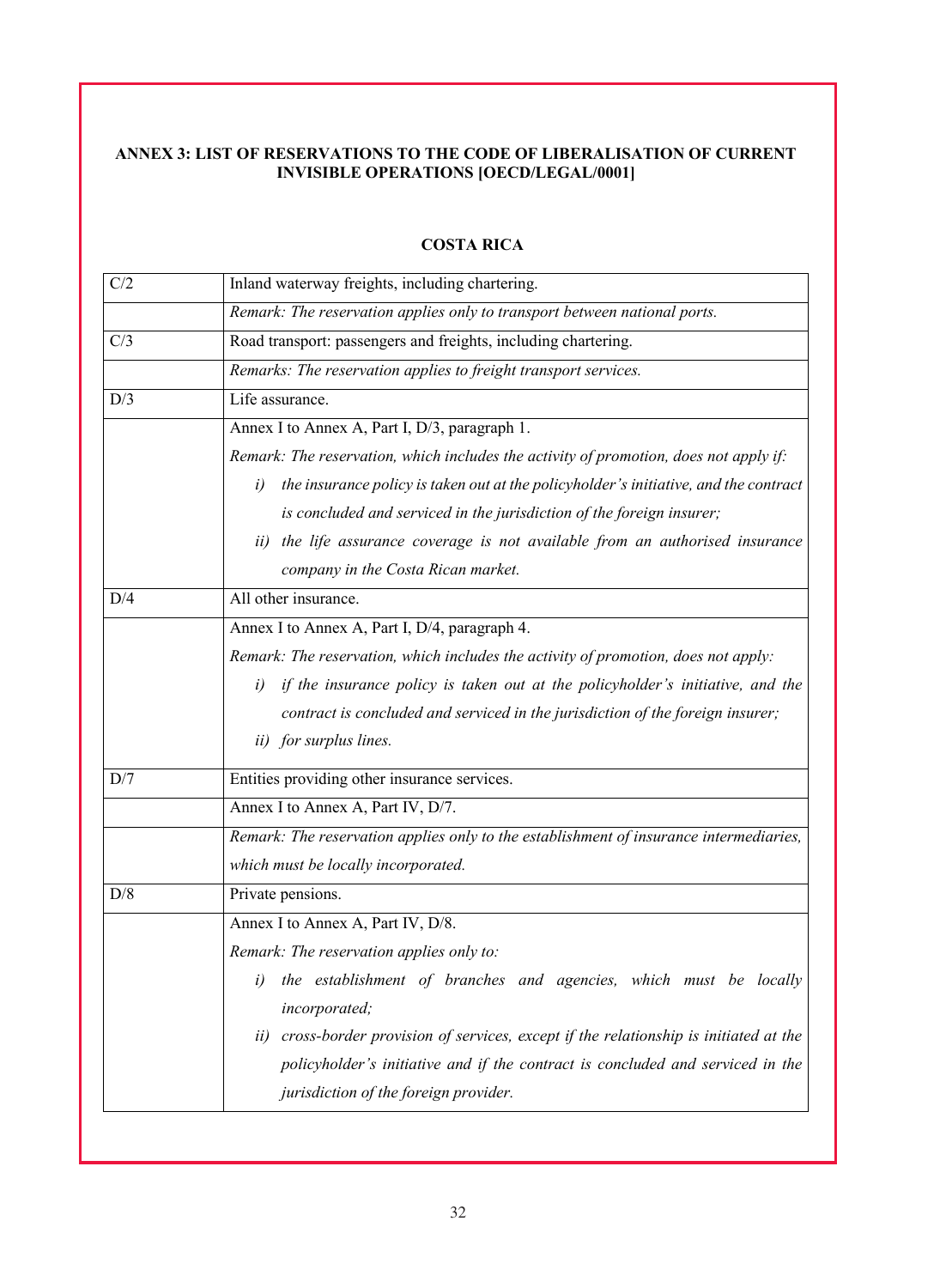**ANNEX 3: LIST OF RESERVATIONS TO THE CODE OF LIBERALISATION OF CURRENT INVISIBLE OPERATIONS [OECD/LEGAL/0001]**

**COSTA RICA**

| | |
|---|---|
| C/2 | Inland waterway freights, including chartering. |
| | *Remark: The reservation applies only to transport between national ports.* |
| C/3 | Road transport: passengers and freights, including chartering. |
| | *Remarks: The reservation applies to freight transport services.* |
| D/3 | Life assurance. |
| | Annex I to Annex A, Part I, D/3, paragraph 1.<br>*Remark: The reservation, which includes the activity of promotion, does not apply if:*<br>*i) the insurance policy is taken out at the policyholder's initiative, and the contract is concluded and serviced in the jurisdiction of the foreign insurer;*<br>*ii) the life assurance coverage is not available from an authorised insurance company in the Costa Rican market.* |
| D/4 | All other insurance. |
| | Annex I to Annex A, Part I, D/4, paragraph 4.<br>*Remark: The reservation, which includes the activity of promotion, does not apply:*<br>*i) if the insurance policy is taken out at the policyholder's initiative, and the contract is concluded and serviced in the jurisdiction of the foreign insurer;*<br>*ii) for surplus lines.* |
| D/7 | Entities providing other insurance services. |
| | Annex I to Annex A, Part IV, D/7. |
| | *Remark: The reservation applies only to the establishment of insurance intermediaries, which must be locally incorporated.* |
| D/8 | Private pensions. |
| | Annex I to Annex A, Part IV, D/8.<br>*Remark: The reservation applies only to:*<br>*i) the establishment of branches and agencies, which must be locally incorporated;*<br>*ii) cross-border provision of services, except if the relationship is initiated at the policyholder's initiative and if the contract is concluded and serviced in the jurisdiction of the foreign provider.* |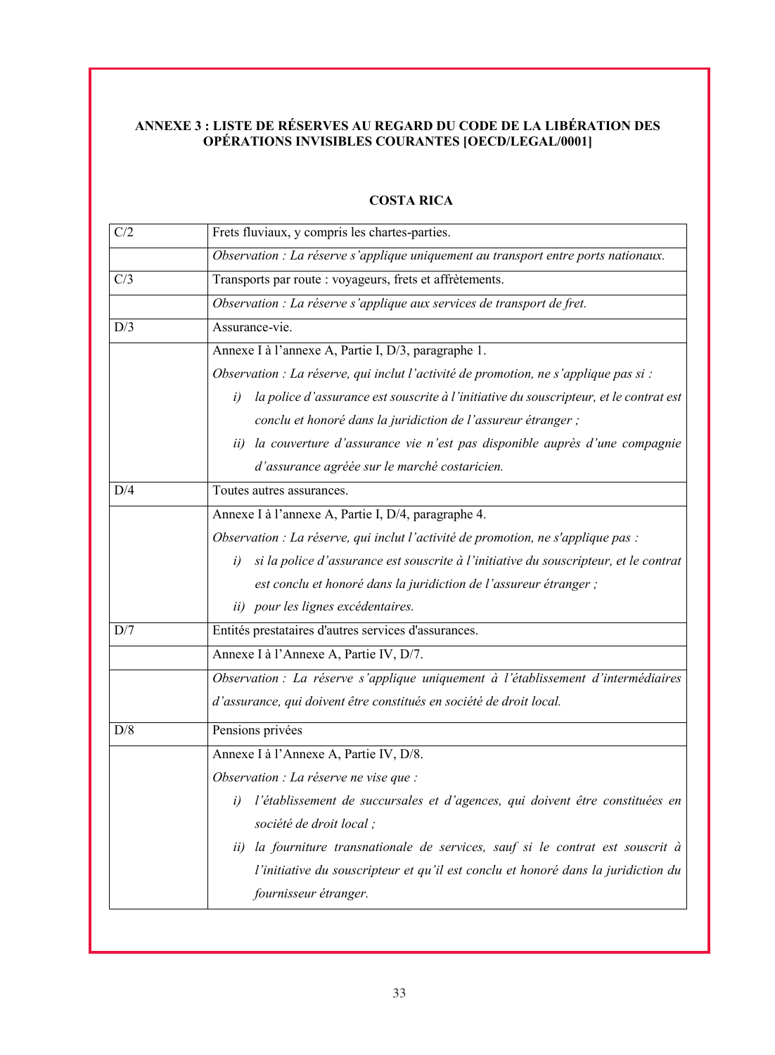## ANNEXE 3 : LISTE DE RÉSERVES AU REGARD DU CODE DE LA LIBÉRATION DES OPÉRATIONS INVISIBLES COURANTES [OECD/LEGAL/0001]

### COSTA RICA

| | |
|---|---|
| C/2 | Frets fluviaux, y compris les chartes-parties. |
| | *Observation : La réserve s'applique uniquement au transport entre ports nationaux.* |
| C/3 | Transports par route : voyageurs, frets et affrètements. |
| | *Observation : La réserve s'applique aux services de transport de fret.* |
| D/3 | Assurance-vie. |
| | Annexe I à l'annexe A, Partie I, D/3, paragraphe 1.<br>*Observation : La réserve, qui inclut l'activité de promotion, ne s'applique pas si :*<br>*i) la police d'assurance est souscrite à l'initiative du souscripteur, et le contrat est conclu et honoré dans la juridiction de l'assureur étranger ;*<br>*ii) la couverture d'assurance vie n'est pas disponible auprès d'une compagnie d'assurance agréée sur le marché costaricien.* |
| D/4 | Toutes autres assurances. |
| | Annexe I à l'annexe A, Partie I, D/4, paragraphe 4.<br>*Observation : La réserve, qui inclut l'activité de promotion, ne s'applique pas :*<br>*i) si la police d'assurance est souscrite à l'initiative du souscripteur, et le contrat est conclu et honoré dans la juridiction de l'assureur étranger ;*<br>*ii) pour les lignes excédentaires.* |
| D/7 | Entités prestataires d'autres services d'assurances. |
| | Annexe I à l'Annexe A, Partie IV, D/7. |
| | *Observation : La réserve s'applique uniquement à l'établissement d'intermédiaires d'assurance, qui doivent être constitués en société de droit local.* |
| D/8 | Pensions privées |
| | Annexe I à l'Annexe A, Partie IV, D/8.<br>*Observation : La réserve ne vise que :*<br>*i) l'établissement de succursales et d'agences, qui doivent être constituées en société de droit local ;*<br>*ii) la fourniture transnationale de services, sauf si le contrat est souscrit à l'initiative du souscripteur et qu'il est conclu et honoré dans la juridiction du fournisseur étranger.* |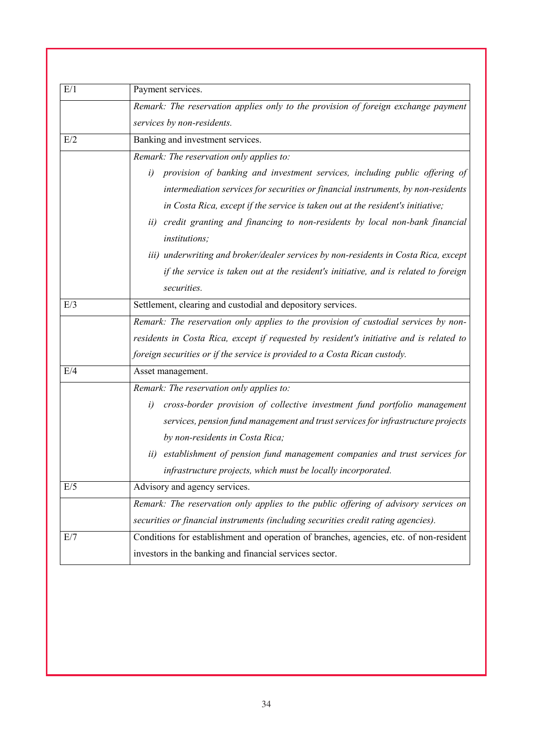| | |
|---|---|
| E/1 | Payment services. |
| | *Remark: The reservation applies only to the provision of foreign exchange payment services by non-residents.* |
| E/2 | Banking and investment services. |
| | *Remark: The reservation only applies to:*<br>*i) provision of banking and investment services, including public offering of intermediation services for securities or financial instruments, by non-residents in Costa Rica, except if the service is taken out at the resident's initiative;*<br>*ii) credit granting and financing to non-residents by local non-bank financial institutions;*<br>*iii) underwriting and broker/dealer services by non-residents in Costa Rica, except if the service is taken out at the resident's initiative, and is related to foreign securities.* |
| E/3 | Settlement, clearing and custodial and depository services. |
| | *Remark: The reservation only applies to the provision of custodial services by non-residents in Costa Rica, except if requested by resident's initiative and is related to foreign securities or if the service is provided to a Costa Rican custody.* |
| E/4 | Asset management. |
| | *Remark: The reservation only applies to:*<br>*i) cross-border provision of collective investment fund portfolio management services, pension fund management and trust services for infrastructure projects by non-residents in Costa Rica;*<br>*ii) establishment of pension fund management companies and trust services for infrastructure projects, which must be locally incorporated.* |
| E/5 | Advisory and agency services. |
| | *Remark: The reservation only applies to the public offering of advisory services on securities or financial instruments (including securities credit rating agencies).* |
| E/7 | Conditions for establishment and operation of branches, agencies, etc. of non-resident investors in the banking and financial services sector. |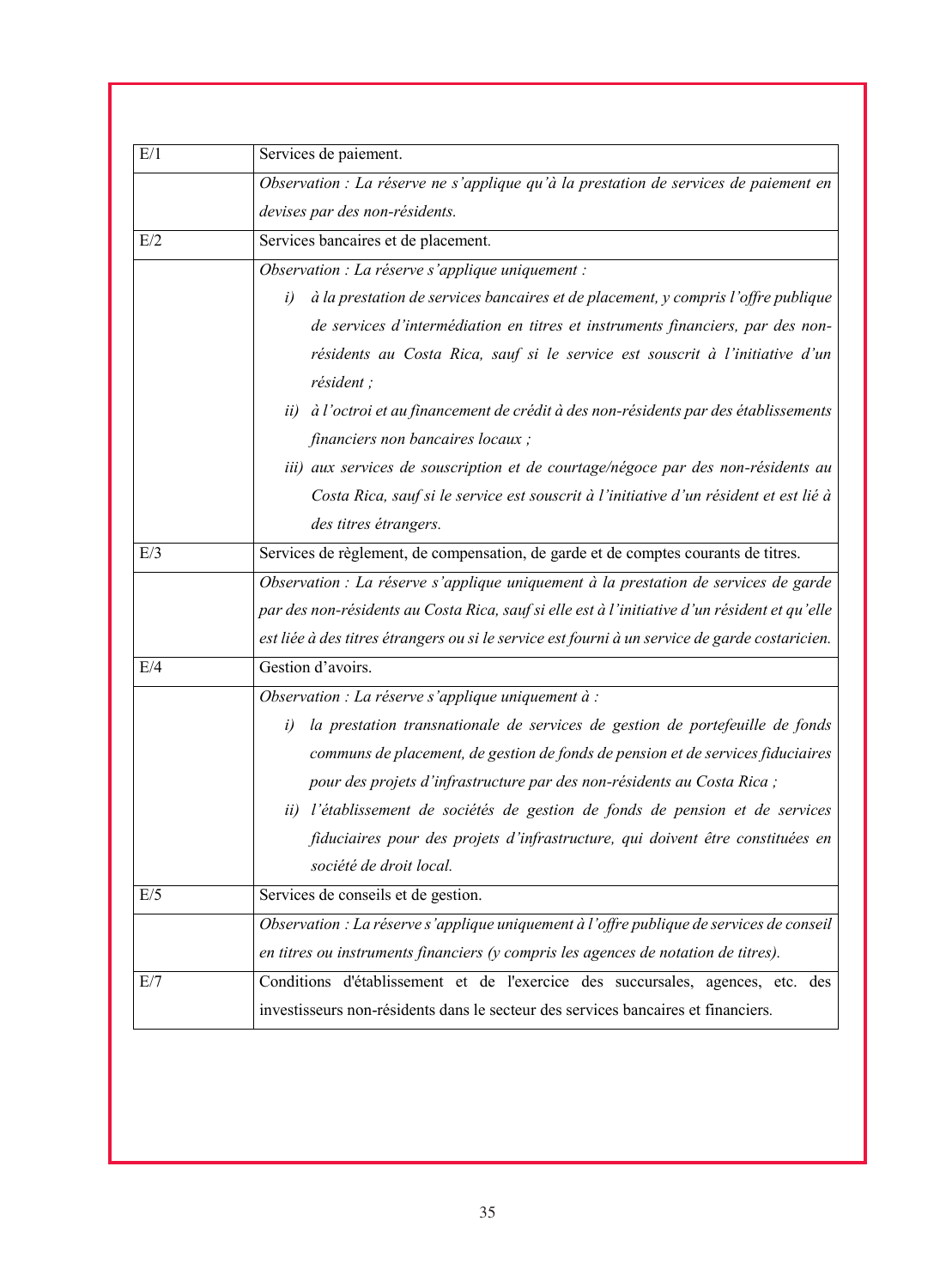| | |
|---|---|
| E/1 | Services de paiement. |
| | *Observation : La réserve ne s'applique qu'à la prestation de services de paiement en devises par des non-résidents.* |
| E/2 | Services bancaires et de placement. |
| | *Observation : La réserve s'applique uniquement :*<br>*i) à la prestation de services bancaires et de placement, y compris l'offre publique de services d'intermédiation en titres et instruments financiers, par des non-résidents au Costa Rica, sauf si le service est souscrit à l'initiative d'un résident ;*<br>*ii) à l'octroi et au financement de crédit à des non-résidents par des établissements financiers non bancaires locaux ;*<br>*iii) aux services de souscription et de courtage/négoce par des non-résidents au Costa Rica, sauf si le service est souscrit à l'initiative d'un résident et est lié à des titres étrangers.* |
| E/3 | Services de règlement, de compensation, de garde et de comptes courants de titres. |
| | *Observation : La réserve s'applique uniquement à la prestation de services de garde par des non-résidents au Costa Rica, sauf si elle est à l'initiative d'un résident et qu'elle est liée à des titres étrangers ou si le service est fourni à un service de garde costaricien.* |
| E/4 | Gestion d'avoirs. |
| | *Observation : La réserve s'applique uniquement à :*<br>*i) la prestation transnationale de services de gestion de portefeuille de fonds communs de placement, de gestion de fonds de pension et de services fiduciaires pour des projets d'infrastructure par des non-résidents au Costa Rica ;*<br>*ii) l'établissement de sociétés de gestion de fonds de pension et de services fiduciaires pour des projets d'infrastructure, qui doivent être constituées en société de droit local.* |
| E/5 | Services de conseils et de gestion. |
| | *Observation : La réserve s'applique uniquement à l'offre publique de services de conseil en titres ou instruments financiers (y compris les agences de notation de titres).* |
| E/7 | Conditions d'établissement et de l'exercice des succursales, agences, etc. des investisseurs non-résidents dans le secteur des services bancaires et financiers. |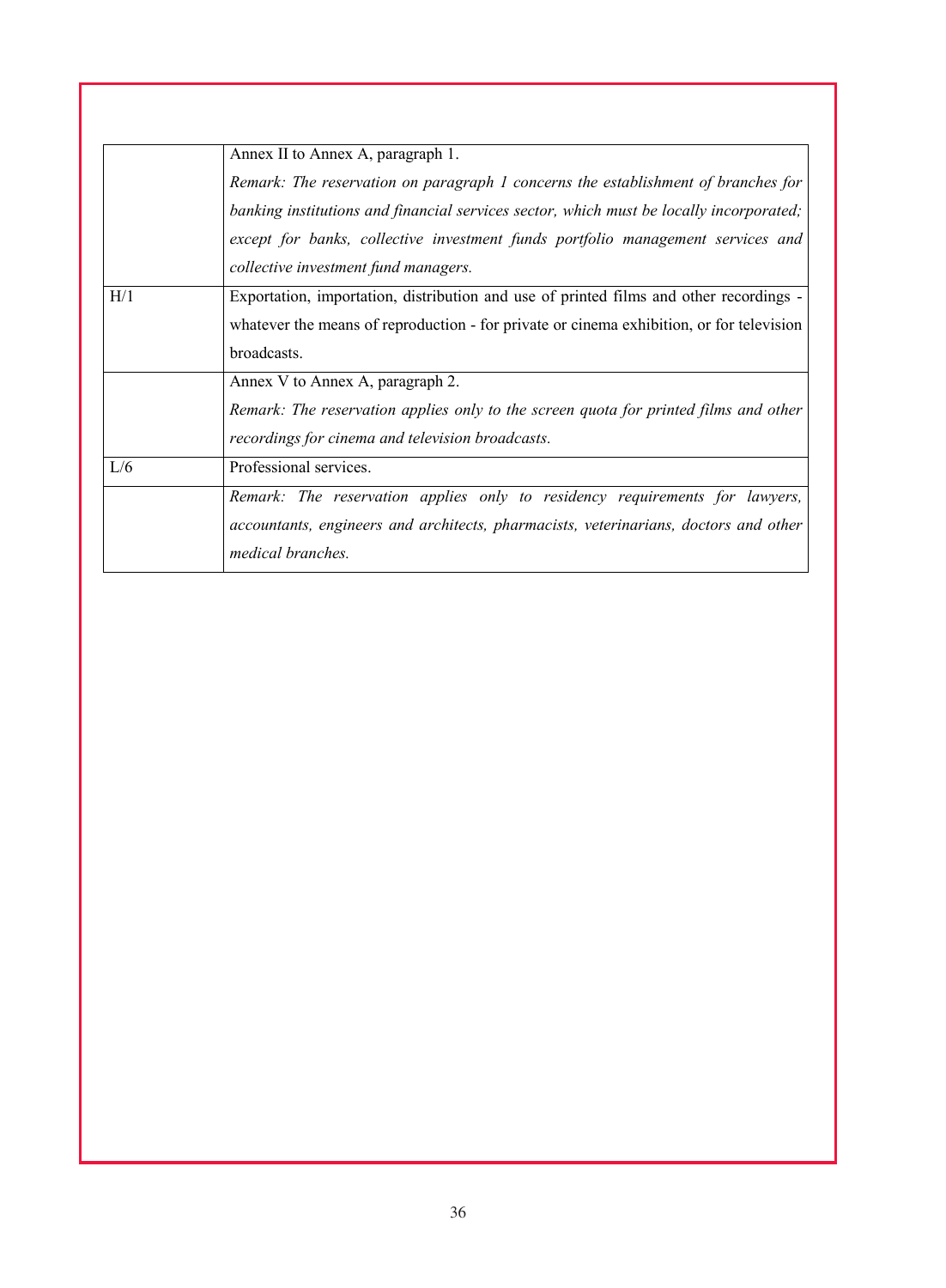| | |
|---|---|
| | Annex II to Annex A, paragraph 1.<br>*Remark: The reservation on paragraph 1 concerns the establishment of branches for banking institutions and financial services sector, which must be locally incorporated; except for banks, collective investment funds portfolio management services and collective investment fund managers.* |
| H/1 | Exportation, importation, distribution and use of printed films and other recordings - whatever the means of reproduction - for private or cinema exhibition, or for television broadcasts. |
| | Annex V to Annex A, paragraph 2.<br>*Remark: The reservation applies only to the screen quota for printed films and other recordings for cinema and television broadcasts.* |
| L/6 | Professional services. |
| | *Remark: The reservation applies only to residency requirements for lawyers, accountants, engineers and architects, pharmacists, veterinarians, doctors and other medical branches.* |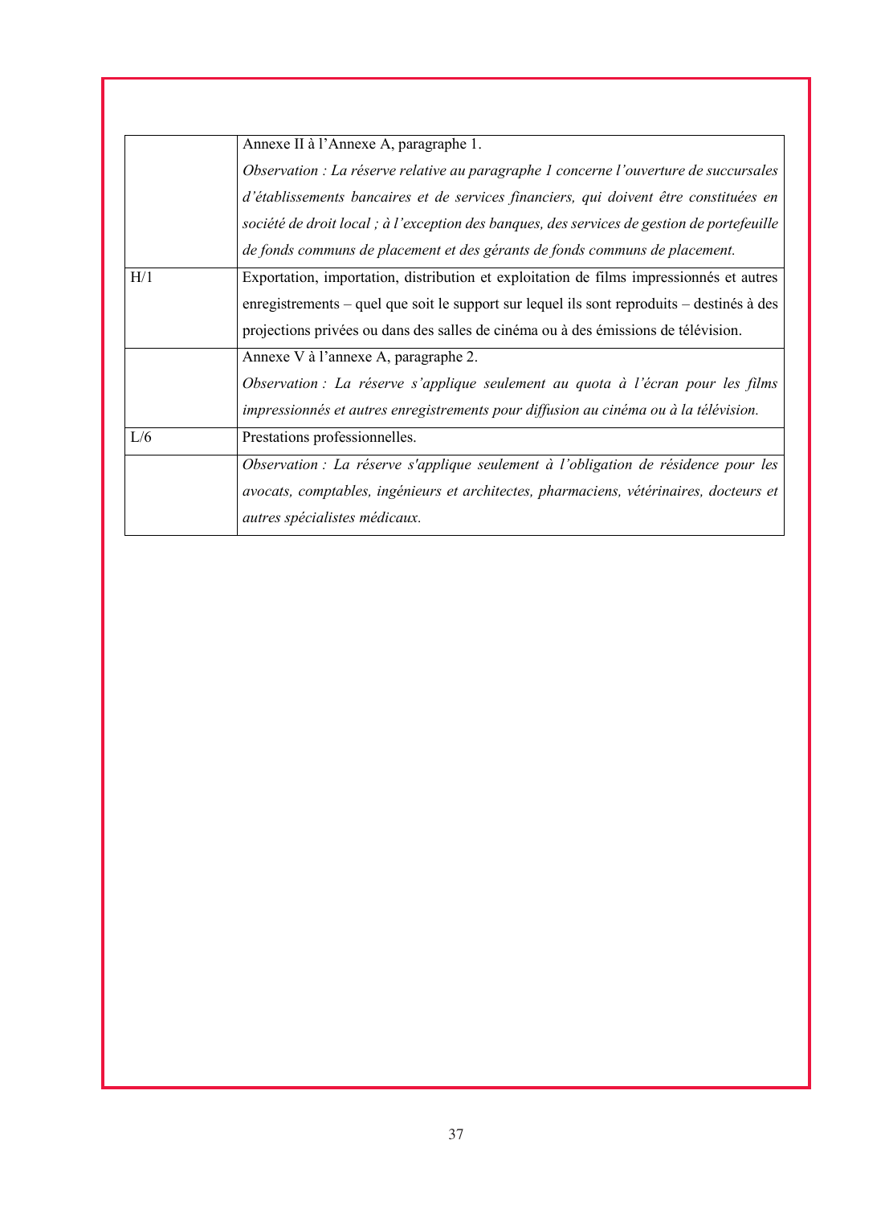| | |
|---|---|
| | Annexe II à l'Annexe A, paragraphe 1.<br>*Observation : La réserve relative au paragraphe 1 concerne l'ouverture de succursales d'établissements bancaires et de services financiers, qui doivent être constituées en société de droit local ; à l'exception des banques, des services de gestion de portefeuille de fonds communs de placement et des gérants de fonds communs de placement.* |
| H/1 | Exportation, importation, distribution et exploitation de films impressionnés et autres enregistrements – quel que soit le support sur lequel ils sont reproduits – destinés à des projections privées ou dans des salles de cinéma ou à des émissions de télévision. |
| | Annexe V à l'annexe A, paragraphe 2.<br>*Observation : La réserve s'applique seulement au quota à l'écran pour les films impressionnés et autres enregistrements pour diffusion au cinéma ou à la télévision.* |
| L/6 | Prestations professionnelles. |
| | *Observation : La réserve s'applique seulement à l'obligation de résidence pour les avocats, comptables, ingénieurs et architectes, pharmaciens, vétérinaires, docteurs et autres spécialistes médicaux.* |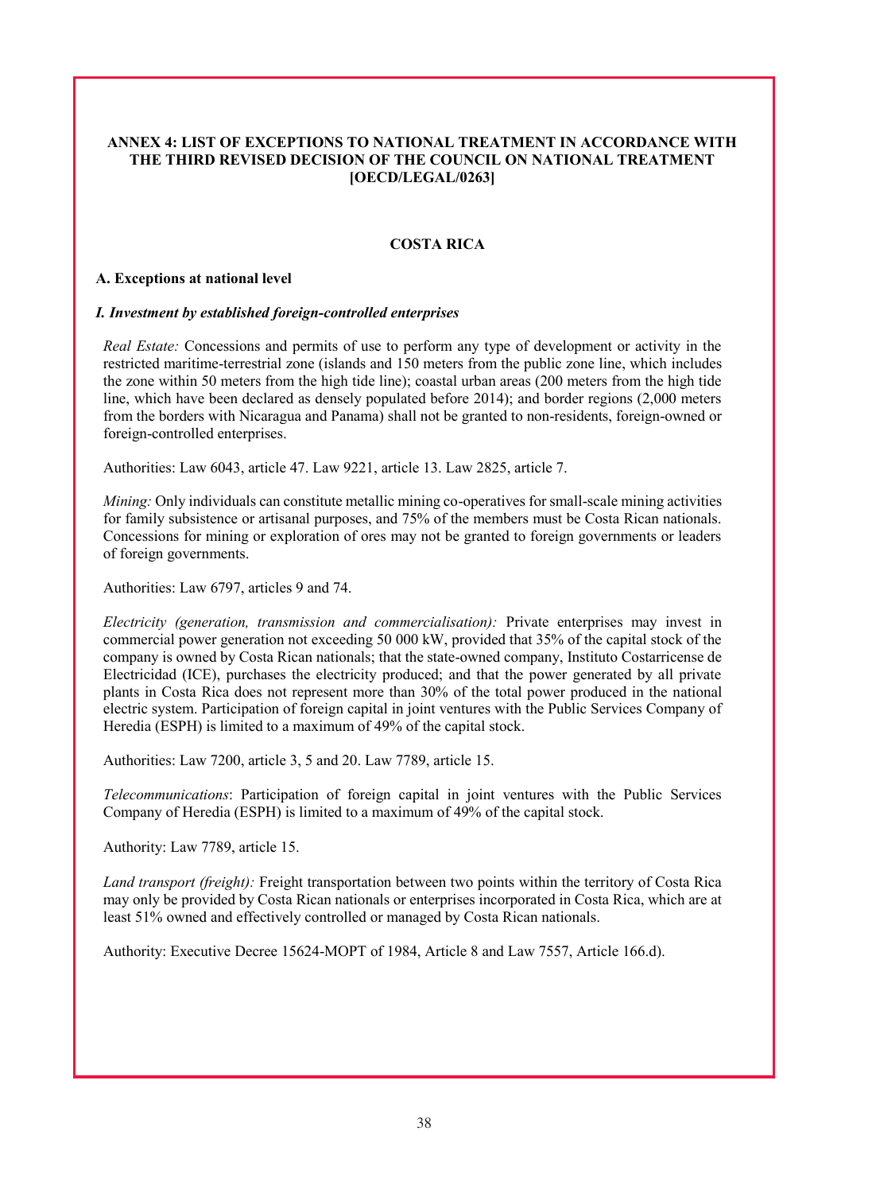**ANNEX 4: LIST OF EXCEPTIONS TO NATIONAL TREATMENT IN ACCORDANCE WITH THE THIRD REVISED DECISION OF THE COUNCIL ON NATIONAL TREATMENT [OECD/LEGAL/0263]**

**COSTA RICA**

**A. Exceptions at national level**

***I. Investment by established foreign-controlled enterprises***

*Real Estate:* Concessions and permits of use to perform any type of development or activity in the restricted maritime-terrestrial zone (islands and 150 meters from the public zone line, which includes the zone within 50 meters from the high tide line); coastal urban areas (200 meters from the high tide line, which have been declared as densely populated before 2014); and border regions (2,000 meters from the borders with Nicaragua and Panama) shall not be granted to non-residents, foreign-owned or foreign-controlled enterprises.

Authorities: Law 6043, article 47. Law 9221, article 13. Law 2825, article 7.

*Mining:* Only individuals can constitute metallic mining co-operatives for small-scale mining activities for family subsistence or artisanal purposes, and 75% of the members must be Costa Rican nationals. Concessions for mining or exploration of ores may not be granted to foreign governments or leaders of foreign governments.

Authorities: Law 6797, articles 9 and 74.

*Electricity (generation, transmission and commercialisation):* Private enterprises may invest in commercial power generation not exceeding 50 000 kW, provided that 35% of the capital stock of the company is owned by Costa Rican nationals; that the state-owned company, Instituto Costarricense de Electricidad (ICE), purchases the electricity produced; and that the power generated by all private plants in Costa Rica does not represent more than 30% of the total power produced in the national electric system. Participation of foreign capital in joint ventures with the Public Services Company of Heredia (ESPH) is limited to a maximum of 49% of the capital stock.

Authorities: Law 7200, article 3, 5 and 20. Law 7789, article 15.

*Telecommunications*: Participation of foreign capital in joint ventures with the Public Services Company of Heredia (ESPH) is limited to a maximum of 49% of the capital stock.

Authority: Law 7789, article 15.

*Land transport (freight):* Freight transportation between two points within the territory of Costa Rica may only be provided by Costa Rican nationals or enterprises incorporated in Costa Rica, which are at least 51% owned and effectively controlled or managed by Costa Rican nationals.

Authority: Executive Decree 15624-MOPT of 1984, Article 8 and Law 7557, Article 166.d).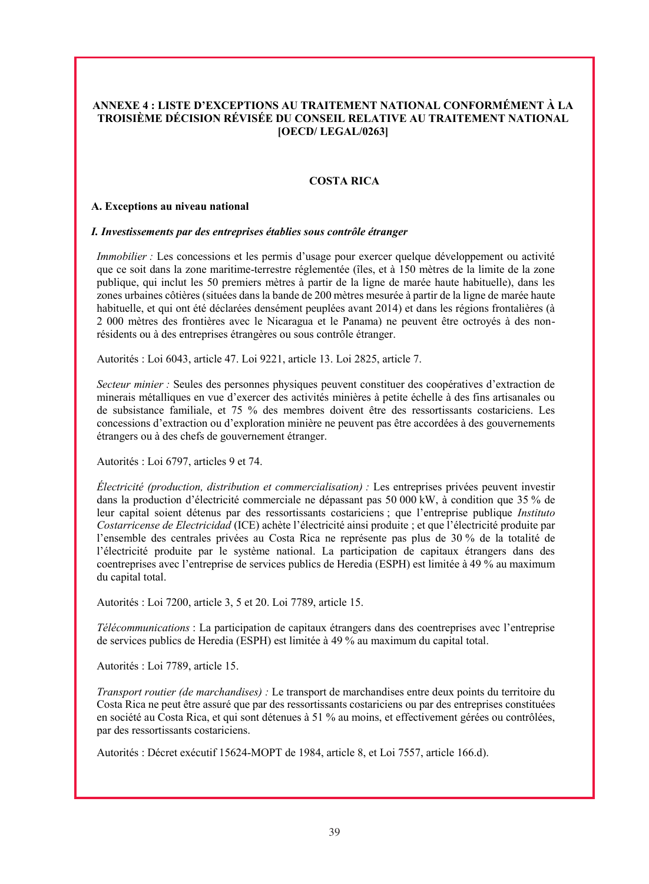**ANNEXE 4 : LISTE D'EXCEPTIONS AU TRAITEMENT NATIONAL CONFORMÉMENT À LA TROISIÈME DÉCISION RÉVISÉE DU CONSEIL RELATIVE AU TRAITEMENT NATIONAL [OECD/ LEGAL/0263]**

**COSTA RICA**

**A. Exceptions au niveau national**

***I. Investissements par des entreprises établies sous contrôle étranger***

*Immobilier :* Les concessions et les permis d'usage pour exercer quelque développement ou activité que ce soit dans la zone maritime-terrestre réglementée (îles, et à 150 mètres de la limite de la zone publique, qui inclut les 50 premiers mètres à partir de la ligne de marée haute habituelle), dans les zones urbaines côtières (situées dans la bande de 200 mètres mesurée à partir de la ligne de marée haute habituelle, et qui ont été déclarées densément peuplées avant 2014) et dans les régions frontalières (à 2 000 mètres des frontières avec le Nicaragua et le Panama) ne peuvent être octroyés à des non-résidents ou à des entreprises étrangères ou sous contrôle étranger.

Autorités : Loi 6043, article 47. Loi 9221, article 13. Loi 2825, article 7.

*Secteur minier :* Seules des personnes physiques peuvent constituer des coopératives d'extraction de minerais métalliques en vue d'exercer des activités minières à petite échelle à des fins artisanales ou de subsistance familiale, et 75 % des membres doivent être des ressortissants costariciens. Les concessions d'extraction ou d'exploration minière ne peuvent pas être accordées à des gouvernements étrangers ou à des chefs de gouvernement étranger.

Autorités : Loi 6797, articles 9 et 74.

*Électricité (production, distribution et commercialisation) :* Les entreprises privées peuvent investir dans la production d'électricité commerciale ne dépassant pas 50 000 kW, à condition que 35 % de leur capital soient détenus par des ressortissants costariciens ; que l'entreprise publique *Instituto Costarricense de Electricidad* (ICE) achète l'électricité ainsi produite ; et que l'électricité produite par l'ensemble des centrales privées au Costa Rica ne représente pas plus de 30 % de la totalité de l'électricité produite par le système national. La participation de capitaux étrangers dans des coentreprises avec l'entreprise de services publics de Heredia (ESPH) est limitée à 49 % au maximum du capital total.

Autorités : Loi 7200, article 3, 5 et 20. Loi 7789, article 15.

*Télécommunications* : La participation de capitaux étrangers dans des coentreprises avec l'entreprise de services publics de Heredia (ESPH) est limitée à 49 % au maximum du capital total.

Autorités : Loi 7789, article 15.

*Transport routier (de marchandises) :* Le transport de marchandises entre deux points du territoire du Costa Rica ne peut être assuré que par des ressortissants costariciens ou par des entreprises constituées en société au Costa Rica, et qui sont détenues à 51 % au moins, et effectivement gérées ou contrôlées, par des ressortissants costariciens.

Autorités : Décret exécutif 15624-MOPT de 1984, article 8, et Loi 7557, article 166.d).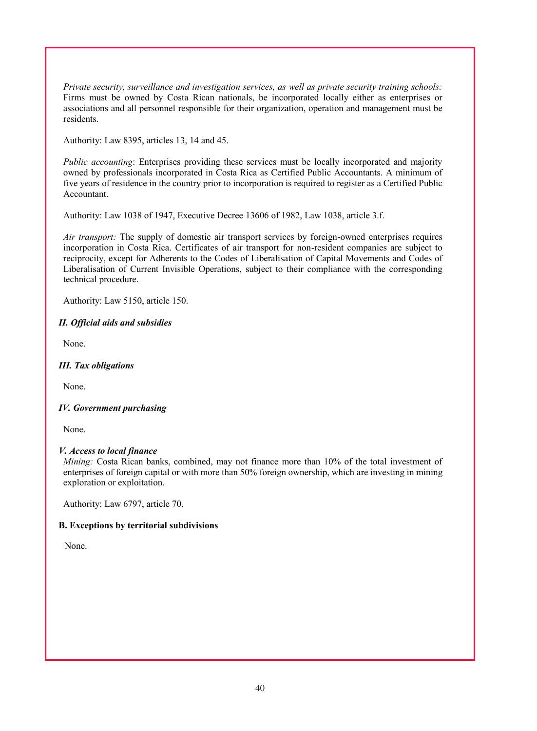*Private security, surveillance and investigation services, as well as private security training schools:* Firms must be owned by Costa Rican nationals, be incorporated locally either as enterprises or associations and all personnel responsible for their organization, operation and management must be residents.

Authority: Law 8395, articles 13, 14 and 45.

*Public accounting*: Enterprises providing these services must be locally incorporated and majority owned by professionals incorporated in Costa Rica as Certified Public Accountants. A minimum of five years of residence in the country prior to incorporation is required to register as a Certified Public Accountant.

Authority: Law 1038 of 1947, Executive Decree 13606 of 1982, Law 1038, article 3.f.

*Air transport:* The supply of domestic air transport services by foreign-owned enterprises requires incorporation in Costa Rica. Certificates of air transport for non-resident companies are subject to reciprocity, except for Adherents to the Codes of Liberalisation of Capital Movements and Codes of Liberalisation of Current Invisible Operations, subject to their compliance with the corresponding technical procedure.

Authority: Law 5150, article 150.

***II. Official aids and subsidies***

None.

***III. Tax obligations***

None.

***IV. Government purchasing***

None.

***V. Access to local finance***

*Mining:* Costa Rican banks, combined, may not finance more than 10% of the total investment of enterprises of foreign capital or with more than 50% foreign ownership, which are investing in mining exploration or exploitation.

Authority: Law 6797, article 70.

**B. Exceptions by territorial subdivisions**

None.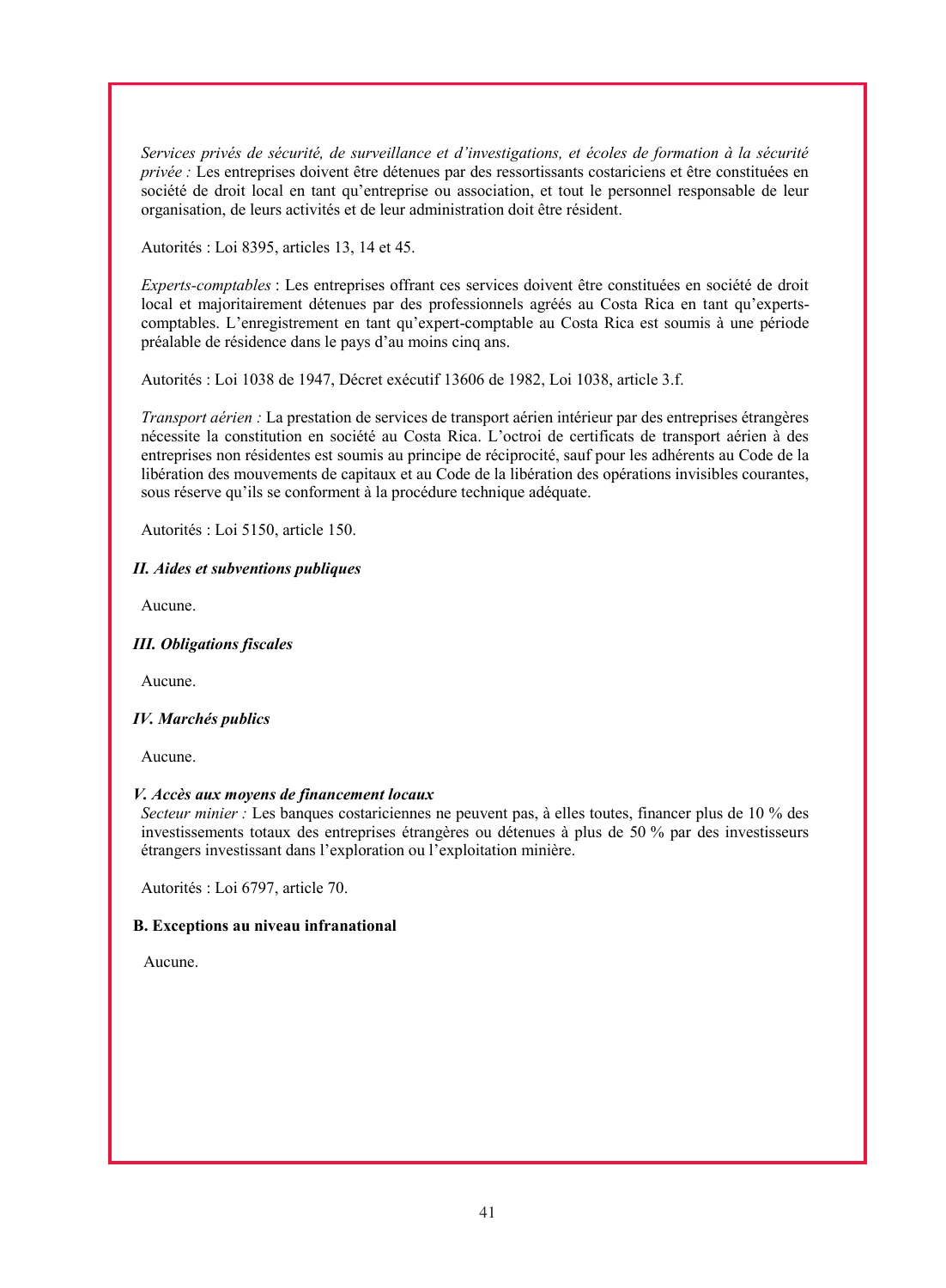*Services privés de sécurité, de surveillance et d'investigations, et écoles de formation à la sécurité privée :* Les entreprises doivent être détenues par des ressortissants costariciens et être constituées en société de droit local en tant qu'entreprise ou association, et tout le personnel responsable de leur organisation, de leurs activités et de leur administration doit être résident.

Autorités : Loi 8395, articles 13, 14 et 45.

*Experts-comptables* : Les entreprises offrant ces services doivent être constituées en société de droit local et majoritairement détenues par des professionnels agréés au Costa Rica en tant qu'experts-comptables. L'enregistrement en tant qu'expert-comptable au Costa Rica est soumis à une période préalable de résidence dans le pays d'au moins cinq ans.

Autorités : Loi 1038 de 1947, Décret exécutif 13606 de 1982, Loi 1038, article 3.f.

*Transport aérien :* La prestation de services de transport aérien intérieur par des entreprises étrangères nécessite la constitution en société au Costa Rica. L'octroi de certificats de transport aérien à des entreprises non résidentes est soumis au principe de réciprocité, sauf pour les adhérents au Code de la libération des mouvements de capitaux et au Code de la libération des opérations invisibles courantes, sous réserve qu'ils se conforment à la procédure technique adéquate.

Autorités : Loi 5150, article 150.

***II. Aides et subventions publiques***

Aucune.

***III. Obligations fiscales***

Aucune.

***IV. Marchés publics***

Aucune.

***V. Accès aux moyens de financement locaux***

*Secteur minier :* Les banques costariciennes ne peuvent pas, à elles toutes, financer plus de 10 % des investissements totaux des entreprises étrangères ou détenues à plus de 50 % par des investisseurs étrangers investissant dans l'exploration ou l'exploitation minière.

Autorités : Loi 6797, article 70.

**B. Exceptions au niveau infranational**

Aucune.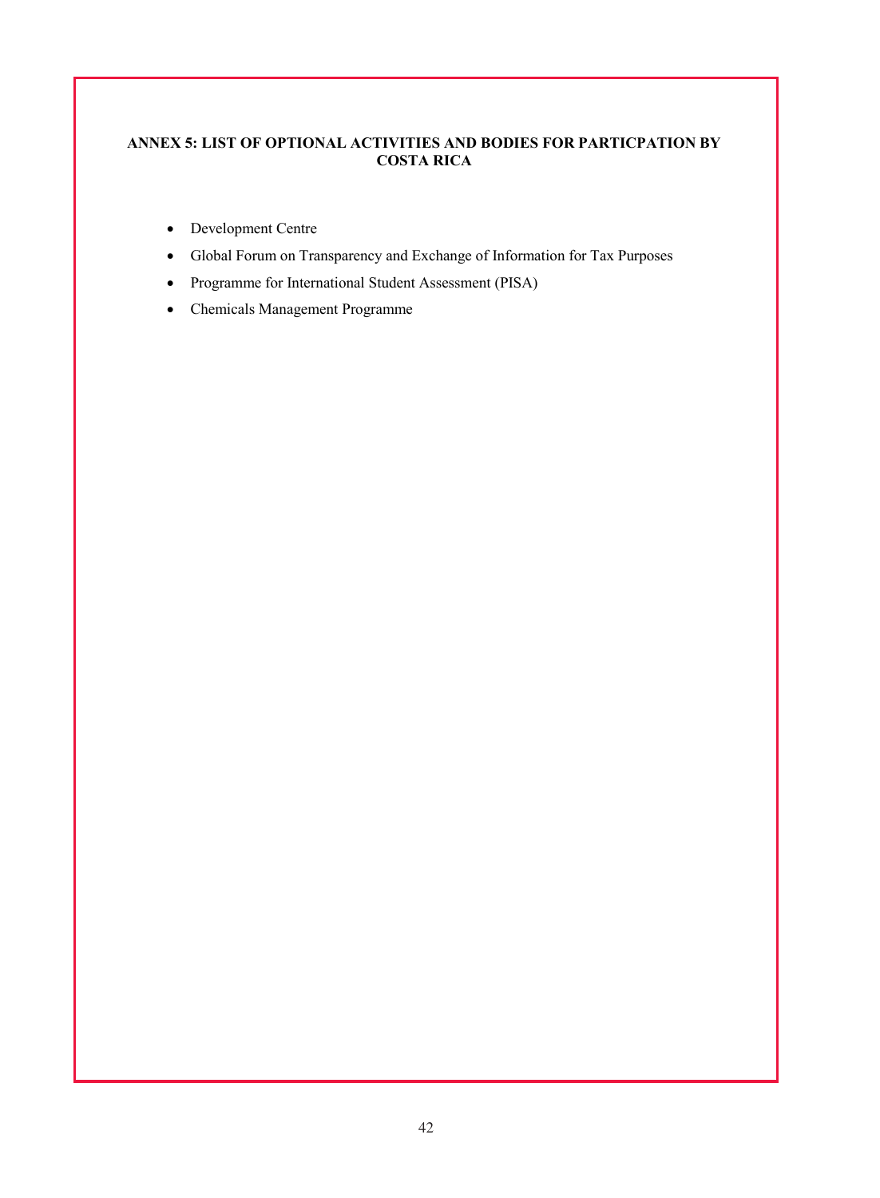**ANNEX 5: LIST OF OPTIONAL ACTIVITIES AND BODIES FOR PARTICPATION BY COSTA RICA**

- Development Centre
- Global Forum on Transparency and Exchange of Information for Tax Purposes
- Programme for International Student Assessment (PISA)
- Chemicals Management Programme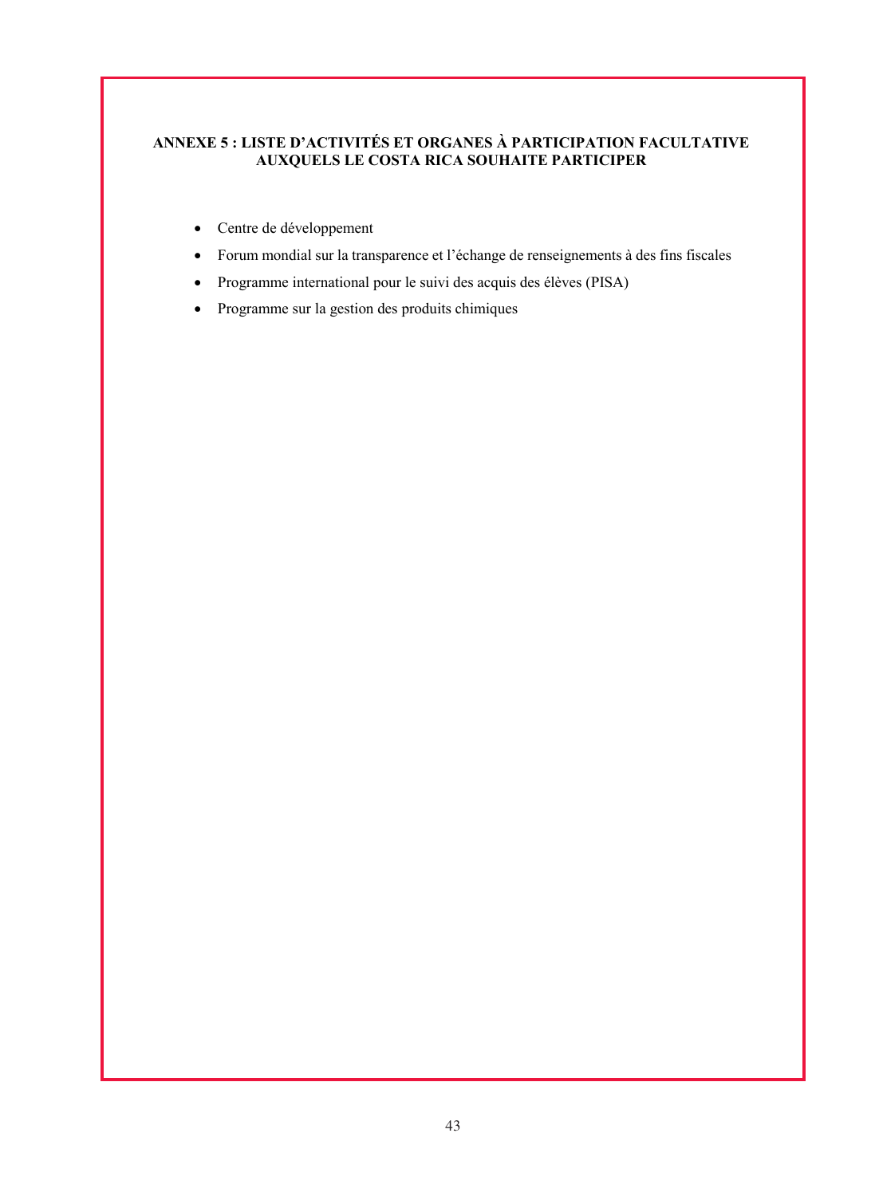## ANNEXE 5 : LISTE D'ACTIVITÉS ET ORGANES À PARTICIPATION FACULTATIVE AUXQUELS LE COSTA RICA SOUHAITE PARTICIPER

- Centre de développement
- Forum mondial sur la transparence et l'échange de renseignements à des fins fiscales
- Programme international pour le suivi des acquis des élèves (PISA)
- Programme sur la gestion des produits chimiques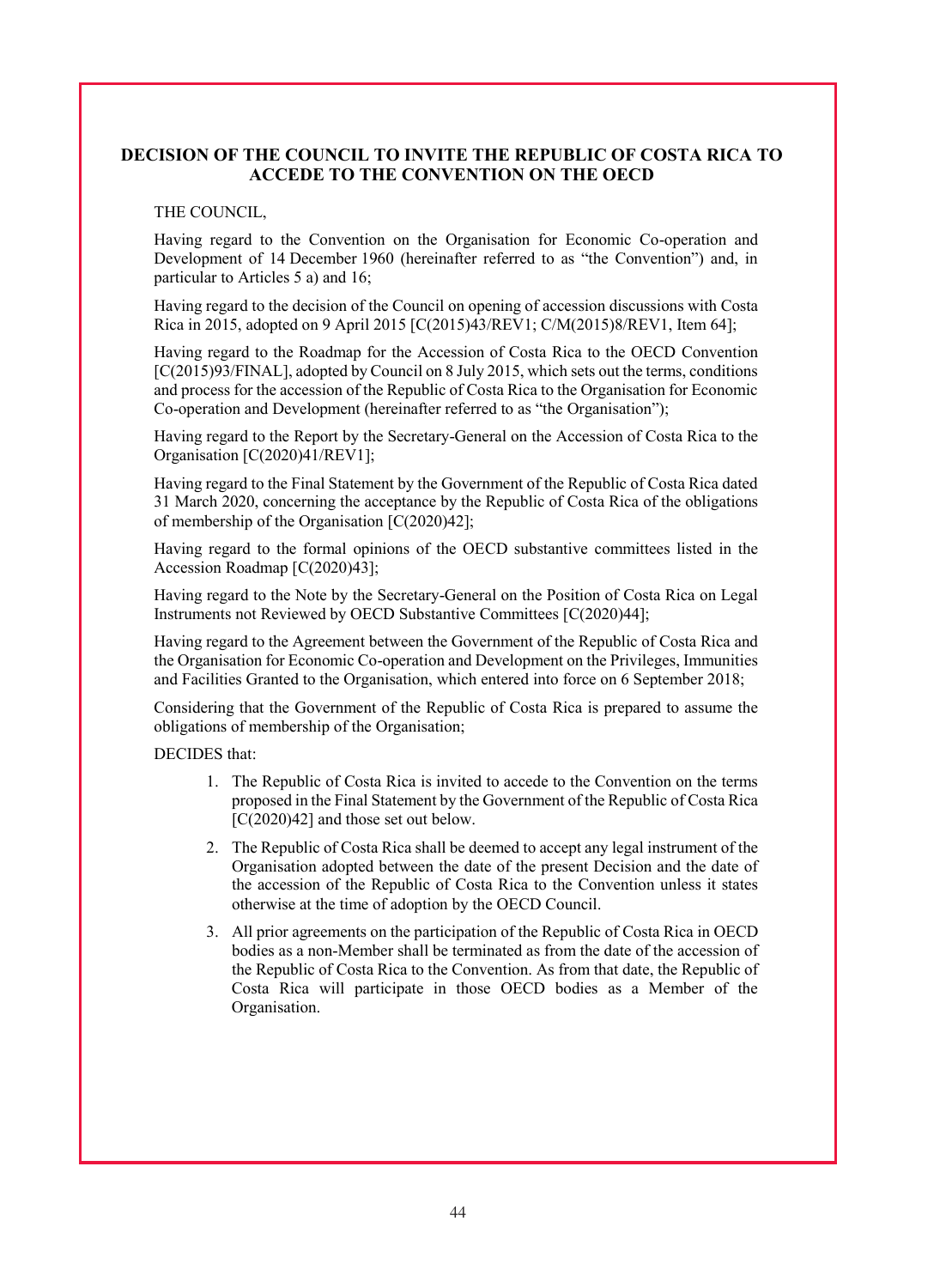## DECISION OF THE COUNCIL TO INVITE THE REPUBLIC OF COSTA RICA TO ACCEDE TO THE CONVENTION ON THE OECD

THE COUNCIL,

Having regard to the Convention on the Organisation for Economic Co-operation and Development of 14 December 1960 (hereinafter referred to as "the Convention") and, in particular to Articles 5 a) and 16;

Having regard to the decision of the Council on opening of accession discussions with Costa Rica in 2015, adopted on 9 April 2015 [C(2015)43/REV1; C/M(2015)8/REV1, Item 64];

Having regard to the Roadmap for the Accession of Costa Rica to the OECD Convention [C(2015)93/FINAL], adopted by Council on 8 July 2015, which sets out the terms, conditions and process for the accession of the Republic of Costa Rica to the Organisation for Economic Co-operation and Development (hereinafter referred to as "the Organisation");

Having regard to the Report by the Secretary-General on the Accession of Costa Rica to the Organisation [C(2020)41/REV1];

Having regard to the Final Statement by the Government of the Republic of Costa Rica dated 31 March 2020, concerning the acceptance by the Republic of Costa Rica of the obligations of membership of the Organisation [C(2020)42];

Having regard to the formal opinions of the OECD substantive committees listed in the Accession Roadmap [C(2020)43];

Having regard to the Note by the Secretary-General on the Position of Costa Rica on Legal Instruments not Reviewed by OECD Substantive Committees [C(2020)44];

Having regard to the Agreement between the Government of the Republic of Costa Rica and the Organisation for Economic Co-operation and Development on the Privileges, Immunities and Facilities Granted to the Organisation, which entered into force on 6 September 2018;

Considering that the Government of the Republic of Costa Rica is prepared to assume the obligations of membership of the Organisation;

DECIDES that:

1. The Republic of Costa Rica is invited to accede to the Convention on the terms proposed in the Final Statement by the Government of the Republic of Costa Rica [C(2020)42] and those set out below.
2. The Republic of Costa Rica shall be deemed to accept any legal instrument of the Organisation adopted between the date of the present Decision and the date of the accession of the Republic of Costa Rica to the Convention unless it states otherwise at the time of adoption by the OECD Council.
3. All prior agreements on the participation of the Republic of Costa Rica in OECD bodies as a non-Member shall be terminated as from the date of the accession of the Republic of Costa Rica to the Convention. As from that date, the Republic of Costa Rica will participate in those OECD bodies as a Member of the Organisation.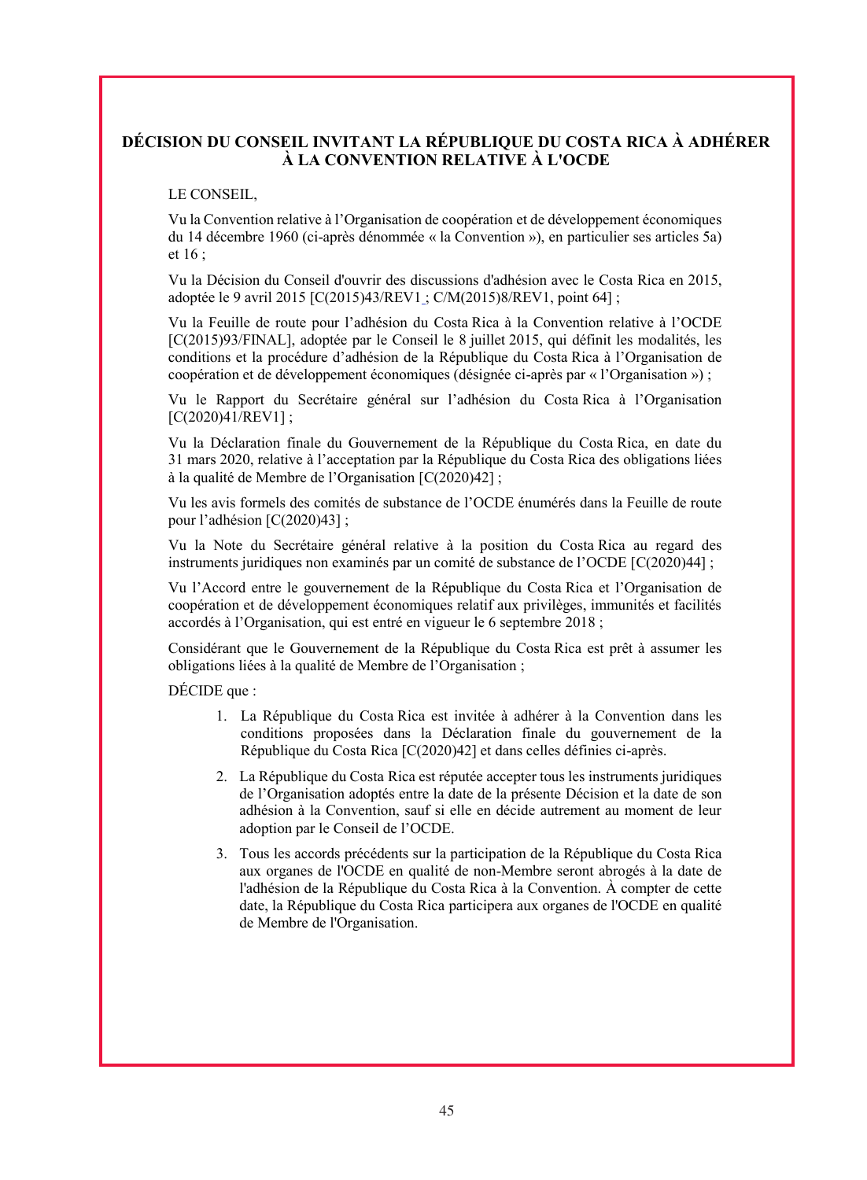## DÉCISION DU CONSEIL INVITANT LA RÉPUBLIQUE DU COSTA RICA À ADHÉRER À LA CONVENTION RELATIVE À L'OCDE

LE CONSEIL,

Vu la Convention relative à l'Organisation de coopération et de développement économiques du 14 décembre 1960 (ci-après dénommée « la Convention »), en particulier ses articles 5a) et 16 ;

Vu la Décision du Conseil d'ouvrir des discussions d'adhésion avec le Costa Rica en 2015, adoptée le 9 avril 2015 [C(2015)43/REV1 ; C/M(2015)8/REV1, point 64] ;

Vu la Feuille de route pour l'adhésion du Costa Rica à la Convention relative à l'OCDE [C(2015)93/FINAL], adoptée par le Conseil le 8 juillet 2015, qui définit les modalités, les conditions et la procédure d'adhésion de la République du Costa Rica à l'Organisation de coopération et de développement économiques (désignée ci-après par « l'Organisation ») ;

Vu le Rapport du Secrétaire général sur l'adhésion du Costa Rica à l'Organisation [C(2020)41/REV1] ;

Vu la Déclaration finale du Gouvernement de la République du Costa Rica, en date du 31 mars 2020, relative à l'acceptation par la République du Costa Rica des obligations liées à la qualité de Membre de l'Organisation [C(2020)42] ;

Vu les avis formels des comités de substance de l'OCDE énumérés dans la Feuille de route pour l'adhésion [C(2020)43] ;

Vu la Note du Secrétaire général relative à la position du Costa Rica au regard des instruments juridiques non examinés par un comité de substance de l'OCDE [C(2020)44] ;

Vu l'Accord entre le gouvernement de la République du Costa Rica et l'Organisation de coopération et de développement économiques relatif aux privilèges, immunités et facilités accordés à l'Organisation, qui est entré en vigueur le 6 septembre 2018 ;

Considérant que le Gouvernement de la République du Costa Rica est prêt à assumer les obligations liées à la qualité de Membre de l'Organisation ;

DÉCIDE que :

1. La République du Costa Rica est invitée à adhérer à la Convention dans les conditions proposées dans la Déclaration finale du gouvernement de la République du Costa Rica [C(2020)42] et dans celles définies ci-après.
2. La République du Costa Rica est réputée accepter tous les instruments juridiques de l'Organisation adoptés entre la date de la présente Décision et la date de son adhésion à la Convention, sauf si elle en décide autrement au moment de leur adoption par le Conseil de l'OCDE.
3. Tous les accords précédents sur la participation de la République du Costa Rica aux organes de l'OCDE en qualité de non-Membre seront abrogés à la date de l'adhésion de la République du Costa Rica à la Convention. À compter de cette date, la République du Costa Rica participera aux organes de l'OCDE en qualité de Membre de l'Organisation.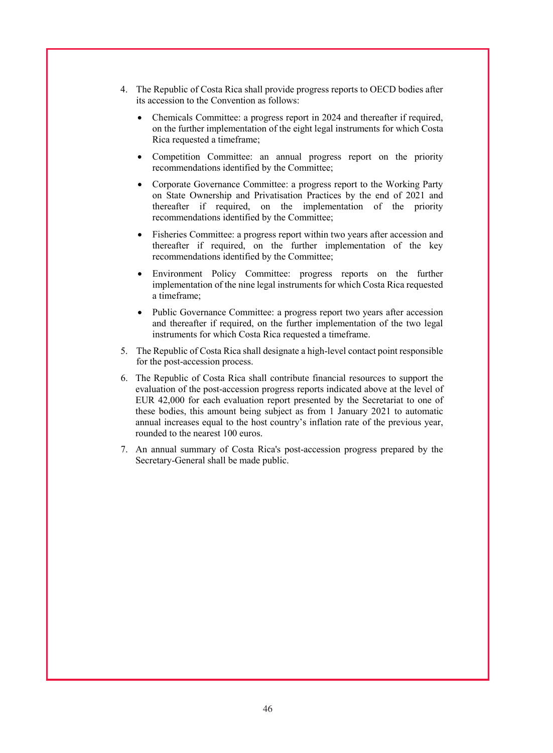4. The Republic of Costa Rica shall provide progress reports to OECD bodies after its accession to the Convention as follows:

   - Chemicals Committee: a progress report in 2024 and thereafter if required, on the further implementation of the eight legal instruments for which Costa Rica requested a timeframe;
   - Competition Committee: an annual progress report on the priority recommendations identified by the Committee;
   - Corporate Governance Committee: a progress report to the Working Party on State Ownership and Privatisation Practices by the end of 2021 and thereafter if required, on the implementation of the priority recommendations identified by the Committee;
   - Fisheries Committee: a progress report within two years after accession and thereafter if required, on the further implementation of the key recommendations identified by the Committee;
   - Environment Policy Committee: progress reports on the further implementation of the nine legal instruments for which Costa Rica requested a timeframe;
   - Public Governance Committee: a progress report two years after accession and thereafter if required, on the further implementation of the two legal instruments for which Costa Rica requested a timeframe.

5. The Republic of Costa Rica shall designate a high-level contact point responsible for the post-accession process.

6. The Republic of Costa Rica shall contribute financial resources to support the evaluation of the post-accession progress reports indicated above at the level of EUR 42,000 for each evaluation report presented by the Secretariat to one of these bodies, this amount being subject as from 1 January 2021 to automatic annual increases equal to the host country's inflation rate of the previous year, rounded to the nearest 100 euros.

7. An annual summary of Costa Rica's post-accession progress prepared by the Secretary-General shall be made public.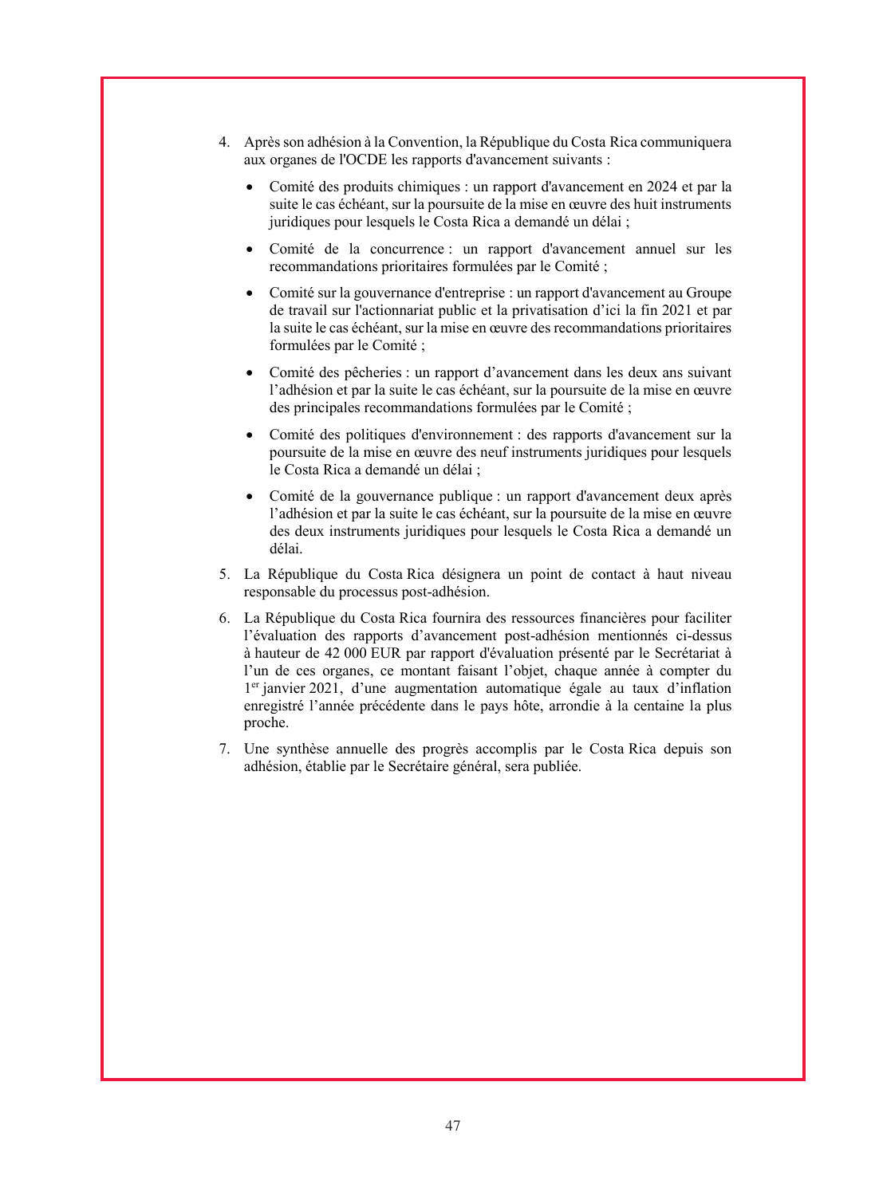4. Après son adhésion à la Convention, la République du Costa Rica communiquera aux organes de l'OCDE les rapports d'avancement suivants :

    - Comité des produits chimiques : un rapport d'avancement en 2024 et par la suite le cas échéant, sur la poursuite de la mise en œuvre des huit instruments juridiques pour lesquels le Costa Rica a demandé un délai ;
    - Comité de la concurrence : un rapport d'avancement annuel sur les recommandations prioritaires formulées par le Comité ;
    - Comité sur la gouvernance d'entreprise : un rapport d'avancement au Groupe de travail sur l'actionnariat public et la privatisation d'ici la fin 2021 et par la suite le cas échéant, sur la mise en œuvre des recommandations prioritaires formulées par le Comité ;
    - Comité des pêcheries : un rapport d'avancement dans les deux ans suivant l'adhésion et par la suite le cas échéant, sur la poursuite de la mise en œuvre des principales recommandations formulées par le Comité ;
    - Comité des politiques d'environnement : des rapports d'avancement sur la poursuite de la mise en œuvre des neuf instruments juridiques pour lesquels le Costa Rica a demandé un délai ;
    - Comité de la gouvernance publique : un rapport d'avancement deux après l'adhésion et par la suite le cas échéant, sur la poursuite de la mise en œuvre des deux instruments juridiques pour lesquels le Costa Rica a demandé un délai.

5. La République du Costa Rica désignera un point de contact à haut niveau responsable du processus post-adhésion.

6. La République du Costa Rica fournira des ressources financières pour faciliter l'évaluation des rapports d'avancement post-adhésion mentionnés ci-dessus à hauteur de 42 000 EUR par rapport d'évaluation présenté par le Secrétariat à l'un de ces organes, ce montant faisant l'objet, chaque année à compter du 1er janvier 2021, d'une augmentation automatique égale au taux d'inflation enregistré l'année précédente dans le pays hôte, arrondie à la centaine la plus proche.

7. Une synthèse annuelle des progrès accomplis par le Costa Rica depuis son adhésion, établie par le Secrétaire général, sera publiée.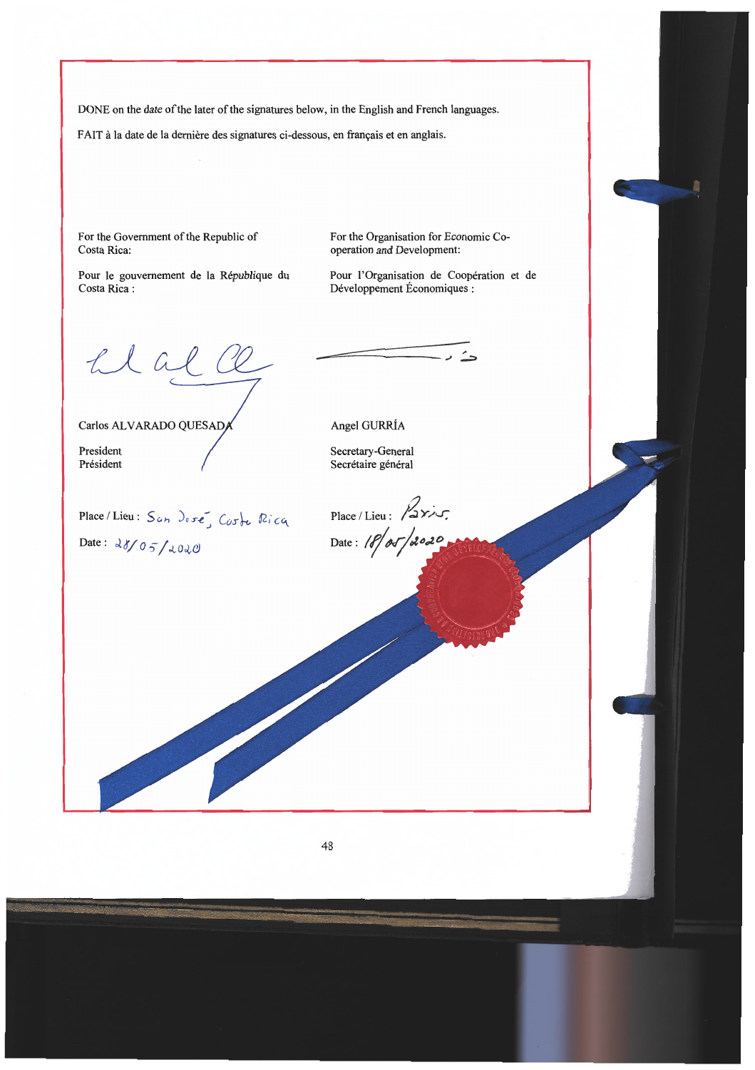DONE on the date of the later of the signatures below, in the English and French languages.

FAIT à la date de la dernière des signatures ci-dessous, en français et en anglais.

For the Government of the Republic of Costa Rica:

Pour le gouvernement de la République du Costa Rica :

Carlos ALVARADO QUESADA

President
Président

Place / Lieu : San José, Costa Rica

Date : 28/05/2020

For the Organisation for Economic Co-operation and Development:

Pour l'Organisation de Coopération et de Développement Économiques :

Angel GURRÍA

Secretary-General
Secrétaire général

Place / Lieu : Paris

Date : 18/05/2020